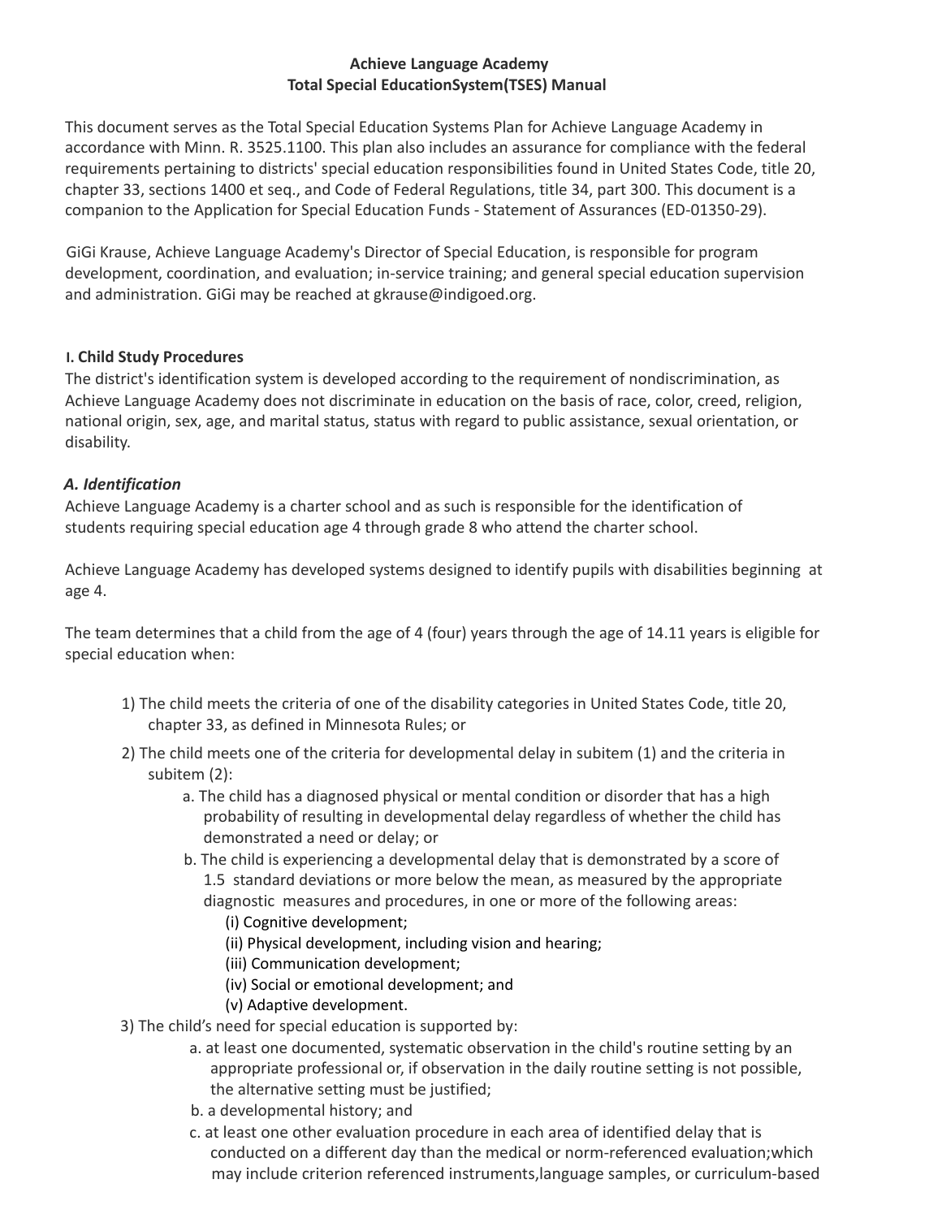**Achieve Language Academy**
**Total Special EducationSystem(TSES) Manual**

This document serves as the Total Special Education Systems Plan for Achieve Language Academy in accordance with Minn. R. 3525.1100. This plan also includes an assurance for compliance with the federal requirements pertaining to districts' special education responsibilities found in United States Code, title 20, chapter 33, sections 1400 et seq., and Code of Federal Regulations, title 34, part 300. This document is a companion to the Application for Special Education Funds - Statement of Assurances (ED-01350-29).

GiGi Krause, Achieve Language Academy's Director of Special Education, is responsible for program development, coordination, and evaluation; in-service training; and general special education supervision and administration. GiGi may be reached at gkrause@indigoed.org.

## I. Child Study Procedures

The district's identification system is developed according to the requirement of nondiscrimination, as Achieve Language Academy does not discriminate in education on the basis of race, color, creed, religion, national origin, sex, age, and marital status, status with regard to public assistance, sexual orientation, or disability.

### *A. Identification*

Achieve Language Academy is a charter school and as such is responsible for the identification of students requiring special education age 4 through grade 8 who attend the charter school.

Achieve Language Academy has developed systems designed to identify pupils with disabilities beginning at age 4.

The team determines that a child from the age of 4 (four) years through the age of 14.11 years is eligible for special education when:

1) The child meets the criteria of one of the disability categories in United States Code, title 20, chapter 33, as defined in Minnesota Rules; or
2) The child meets one of the criteria for developmental delay in subitem (1) and the criteria in subitem (2):
    - a. The child has a diagnosed physical or mental condition or disorder that has a high probability of resulting in developmental delay regardless of whether the child has demonstrated a need or delay; or
    - b. The child is experiencing a developmental delay that is demonstrated by a score of 1.5 standard deviations or more below the mean, as measured by the appropriate diagnostic measures and procedures, in one or more of the following areas:
        - (i) Cognitive development;
        - (ii) Physical development, including vision and hearing;
        - (iii) Communication development;
        - (iv) Social or emotional development; and
        - (v) Adaptive development.
3) The child's need for special education is supported by:
    - a. at least one documented, systematic observation in the child's routine setting by an appropriate professional or, if observation in the daily routine setting is not possible, the alternative setting must be justified;
    - b. a developmental history; and
    - c. at least one other evaluation procedure in each area of identified delay that is conducted on a different day than the medical or norm-referenced evaluation;which may include criterion referenced instruments,language samples, or curriculum-based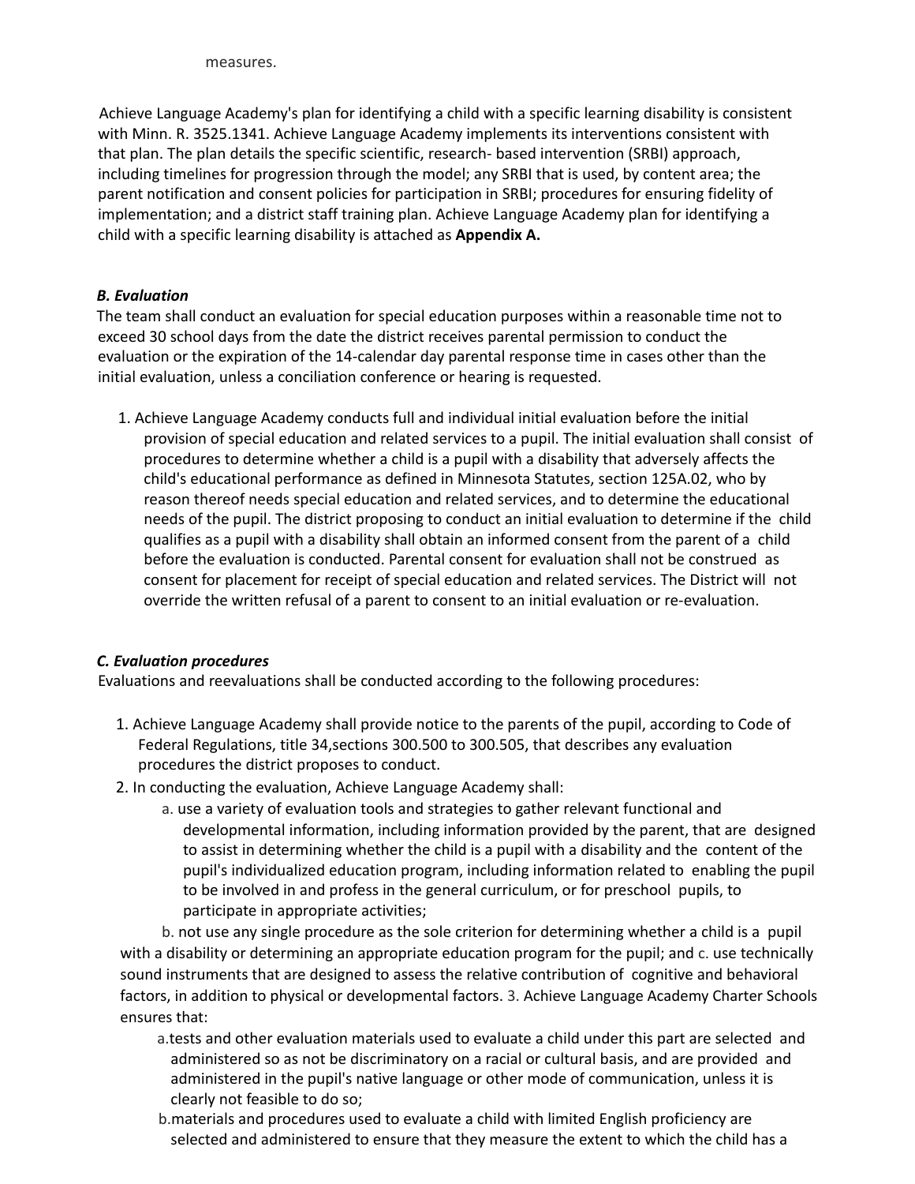measures.

Achieve Language Academy's plan for identifying a child with a specific learning disability is consistent with Minn. R. 3525.1341. Achieve Language Academy implements its interventions consistent with that plan. The plan details the specific scientific, research- based intervention (SRBI) approach, including timelines for progression through the model; any SRBI that is used, by content area; the parent notification and consent policies for participation in SRBI; procedures for ensuring fidelity of implementation; and a district staff training plan. Achieve Language Academy plan for identifying a child with a specific learning disability is attached as **Appendix A.**

***B. Evaluation***

The team shall conduct an evaluation for special education purposes within a reasonable time not to exceed 30 school days from the date the district receives parental permission to conduct the evaluation or the expiration of the 14-calendar day parental response time in cases other than the initial evaluation, unless a conciliation conference or hearing is requested.

1. Achieve Language Academy conducts full and individual initial evaluation before the initial provision of special education and related services to a pupil. The initial evaluation shall consist of procedures to determine whether a child is a pupil with a disability that adversely affects the child's educational performance as defined in Minnesota Statutes, section 125A.02, who by reason thereof needs special education and related services, and to determine the educational needs of the pupil. The district proposing to conduct an initial evaluation to determine if the child qualifies as a pupil with a disability shall obtain an informed consent from the parent of a child before the evaluation is conducted. Parental consent for evaluation shall not be construed as consent for placement for receipt of special education and related services. The District will not override the written refusal of a parent to consent to an initial evaluation or re-evaluation.

***C. Evaluation procedures***

Evaluations and reevaluations shall be conducted according to the following procedures:

1. Achieve Language Academy shall provide notice to the parents of the pupil, according to Code of Federal Regulations, title 34,sections 300.500 to 300.505, that describes any evaluation procedures the district proposes to conduct.
2. In conducting the evaluation, Achieve Language Academy shall:
   a. use a variety of evaluation tools and strategies to gather relevant functional and developmental information, including information provided by the parent, that are designed to assist in determining whether the child is a pupil with a disability and the content of the pupil's individualized education program, including information related to enabling the pupil to be involved in and profess in the general curriculum, or for preschool pupils, to participate in appropriate activities;
   b. not use any single procedure as the sole criterion for determining whether a child is a pupil with a disability or determining an appropriate education program for the pupil; and
   c. use technically sound instruments that are designed to assess the relative contribution of cognitive and behavioral factors, in addition to physical or developmental factors.
3. Achieve Language Academy Charter Schools ensures that:
   a. tests and other evaluation materials used to evaluate a child under this part are selected and administered so as not be discriminatory on a racial or cultural basis, and are provided and administered in the pupil's native language or other mode of communication, unless it is clearly not feasible to do so;
   b. materials and procedures used to evaluate a child with limited English proficiency are selected and administered to ensure that they measure the extent to which the child has a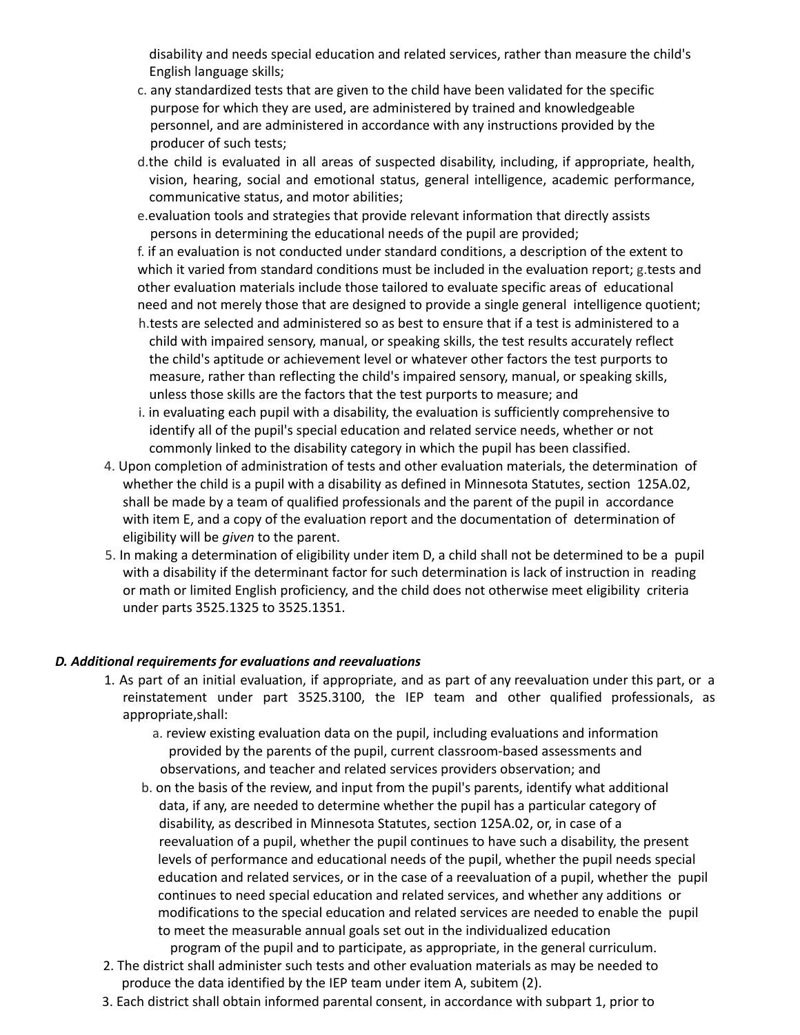disability and needs special education and related services, rather than measure the child's English language skills;

c. any standardized tests that are given to the child have been validated for the specific purpose for which they are used, are administered by trained and knowledgeable personnel, and are administered in accordance with any instructions provided by the producer of such tests;

d. the child is evaluated in all areas of suspected disability, including, if appropriate, health, vision, hearing, social and emotional status, general intelligence, academic performance, communicative status, and motor abilities;

e. evaluation tools and strategies that provide relevant information that directly assists persons in determining the educational needs of the pupil are provided;

f. if an evaluation is not conducted under standard conditions, a description of the extent to which it varied from standard conditions must be included in the evaluation report;

g. tests and other evaluation materials include those tailored to evaluate specific areas of educational need and not merely those that are designed to provide a single general intelligence quotient;

h. tests are selected and administered so as best to ensure that if a test is administered to a child with impaired sensory, manual, or speaking skills, the test results accurately reflect the child's aptitude or achievement level or whatever other factors the test purports to measure, rather than reflecting the child's impaired sensory, manual, or speaking skills, unless those skills are the factors that the test purports to measure; and

i. in evaluating each pupil with a disability, the evaluation is sufficiently comprehensive to identify all of the pupil's special education and related service needs, whether or not commonly linked to the disability category in which the pupil has been classified.

4. Upon completion of administration of tests and other evaluation materials, the determination of whether the child is a pupil with a disability as defined in Minnesota Statutes, section 125A.02, shall be made by a team of qualified professionals and the parent of the pupil in accordance with item E, and a copy of the evaluation report and the documentation of determination of eligibility will be *given* to the parent.
5. In making a determination of eligibility under item D, a child shall not be determined to be a pupil with a disability if the determinant factor for such determination is lack of instruction in reading or math or limited English proficiency, and the child does not otherwise meet eligibility criteria under parts 3525.1325 to 3525.1351.

***D. Additional requirements for evaluations and reevaluations***

1. As part of an initial evaluation, if appropriate, and as part of any reevaluation under this part, or a reinstatement under part 3525.3100, the IEP team and other qualified professionals, as appropriate, shall:
   a. review existing evaluation data on the pupil, including evaluations and information provided by the parents of the pupil, current classroom-based assessments and observations, and teacher and related services providers observation; and
   b. on the basis of the review, and input from the pupil's parents, identify what additional data, if any, are needed to determine whether the pupil has a particular category of disability, as described in Minnesota Statutes, section 125A.02, or, in case of a reevaluation of a pupil, whether the pupil continues to have such a disability, the present levels of performance and educational needs of the pupil, whether the pupil needs special education and related services, or in the case of a reevaluation of a pupil, whether the pupil continues to need special education and related services, and whether any additions or modifications to the special education and related services are needed to enable the pupil to meet the measurable annual goals set out in the individualized education program of the pupil and to participate, as appropriate, in the general curriculum.
2. The district shall administer such tests and other evaluation materials as may be needed to produce the data identified by the IEP team under item A, subitem (2).
3. Each district shall obtain informed parental consent, in accordance with subpart 1, prior to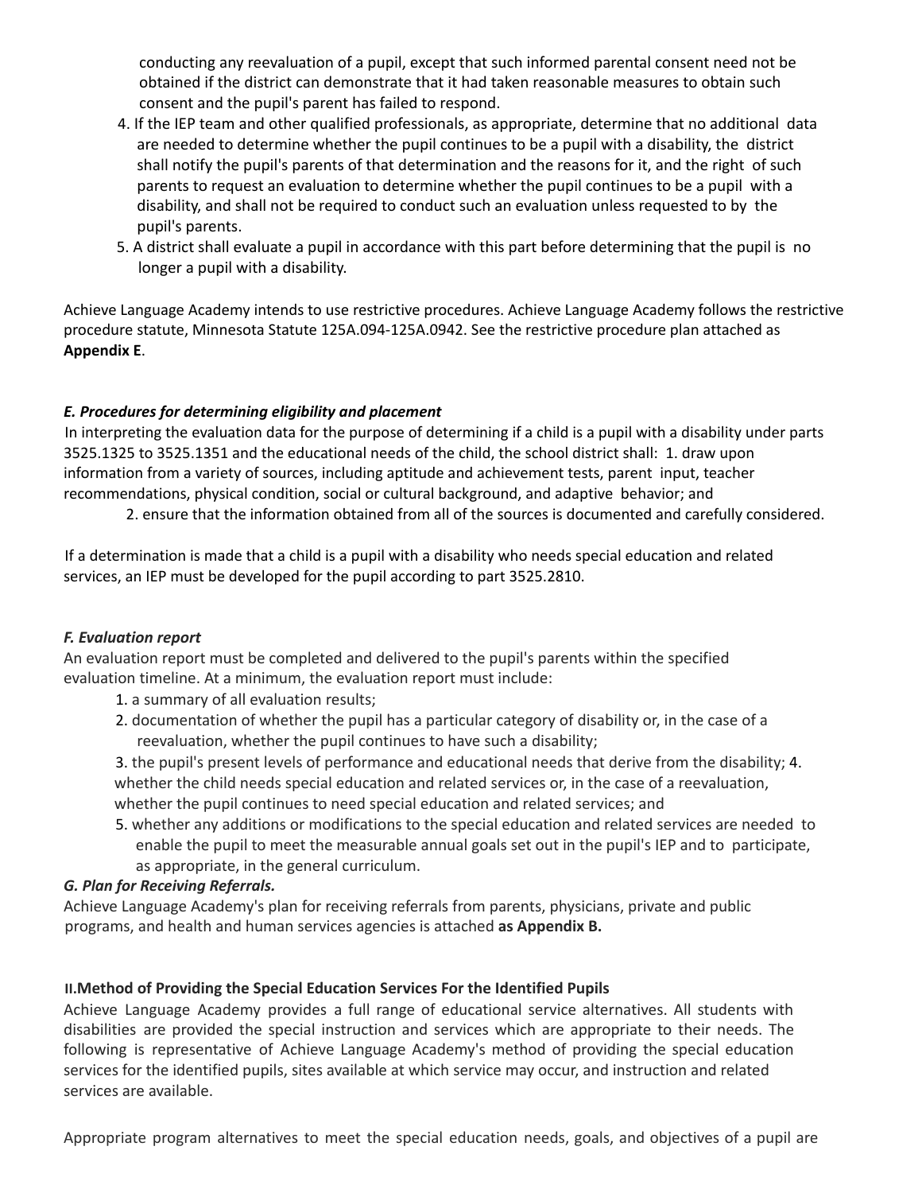conducting any reevaluation of a pupil, except that such informed parental consent need not be obtained if the district can demonstrate that it had taken reasonable measures to obtain such consent and the pupil's parent has failed to respond.

4. If the IEP team and other qualified professionals, as appropriate, determine that no additional data are needed to determine whether the pupil continues to be a pupil with a disability, the district shall notify the pupil's parents of that determination and the reasons for it, and the right of such parents to request an evaluation to determine whether the pupil continues to be a pupil with a disability, and shall not be required to conduct such an evaluation unless requested to by the pupil's parents.
5. A district shall evaluate a pupil in accordance with this part before determining that the pupil is no longer a pupil with a disability.

Achieve Language Academy intends to use restrictive procedures. Achieve Language Academy follows the restrictive procedure statute, Minnesota Statute 125A.094-125A.0942. See the restrictive procedure plan attached as **Appendix E**.

***E. Procedures for determining eligibility and placement***

In interpreting the evaluation data for the purpose of determining if a child is a pupil with a disability under parts 3525.1325 to 3525.1351 and the educational needs of the child, the school district shall:

1. draw upon information from a variety of sources, including aptitude and achievement tests, parent input, teacher recommendations, physical condition, social or cultural background, and adaptive behavior; and
2. ensure that the information obtained from all of the sources is documented and carefully considered.

If a determination is made that a child is a pupil with a disability who needs special education and related services, an IEP must be developed for the pupil according to part 3525.2810.

***F. Evaluation report***

An evaluation report must be completed and delivered to the pupil's parents within the specified evaluation timeline. At a minimum, the evaluation report must include:

1. a summary of all evaluation results;
2. documentation of whether the pupil has a particular category of disability or, in the case of a reevaluation, whether the pupil continues to have such a disability;
3. the pupil's present levels of performance and educational needs that derive from the disability;
4. whether the child needs special education and related services or, in the case of a reevaluation, whether the pupil continues to need special education and related services; and
5. whether any additions or modifications to the special education and related services are needed to enable the pupil to meet the measurable annual goals set out in the pupil's IEP and to participate, as appropriate, in the general curriculum.

***G. Plan for Receiving Referrals.***

Achieve Language Academy's plan for receiving referrals from parents, physicians, private and public programs, and health and human services agencies is attached **as Appendix B.**

**II. Method of Providing the Special Education Services For the Identified Pupils**

Achieve Language Academy provides a full range of educational service alternatives. All students with disabilities are provided the special instruction and services which are appropriate to their needs. The following is representative of Achieve Language Academy's method of providing the special education services for the identified pupils, sites available at which service may occur, and instruction and related services are available.

Appropriate program alternatives to meet the special education needs, goals, and objectives of a pupil are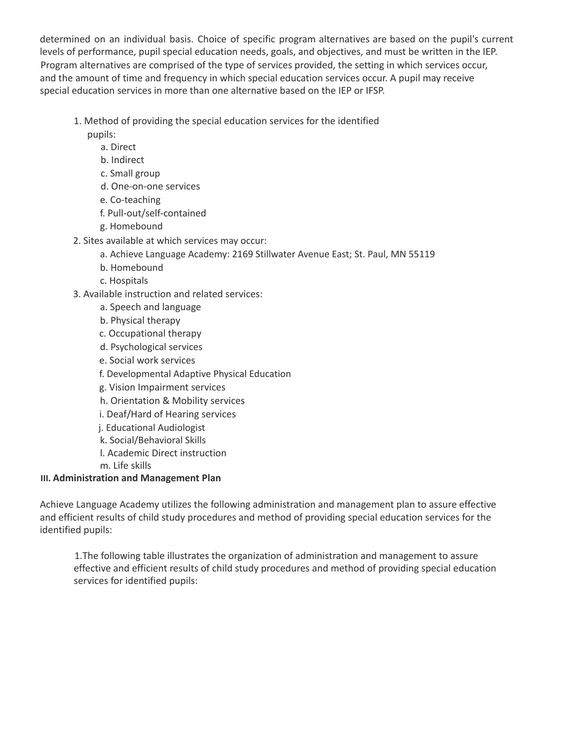determined on an individual basis. Choice of specific program alternatives are based on the pupil's current levels of performance, pupil special education needs, goals, and objectives, and must be written in the IEP. Program alternatives are comprised of the type of services provided, the setting in which services occur, and the amount of time and frequency in which special education services occur. A pupil may receive special education services in more than one alternative based on the IEP or IFSP.

1. Method of providing the special education services for the identified pupils:
   a. Direct
   b. Indirect
   c. Small group
   d. One-on-one services
   e. Co-teaching
   f. Pull-out/self-contained
   g. Homebound
2. Sites available at which services may occur:
   a. Achieve Language Academy: 2169 Stillwater Avenue East; St. Paul, MN 55119
   b. Homebound
   c. Hospitals
3. Available instruction and related services:
   a. Speech and language
   b. Physical therapy
   c. Occupational therapy
   d. Psychological services
   e. Social work services
   f. Developmental Adaptive Physical Education
   g. Vision Impairment services
   h. Orientation & Mobility services
   i. Deaf/Hard of Hearing services
   j. Educational Audiologist
   k. Social/Behavioral Skills
   l. Academic Direct instruction
   m. Life skills

## III. Administration and Management Plan

Achieve Language Academy utilizes the following administration and management plan to assure effective and efficient results of child study procedures and method of providing special education services for the identified pupils:

1. The following table illustrates the organization of administration and management to assure effective and efficient results of child study procedures and method of providing special education services for identified pupils: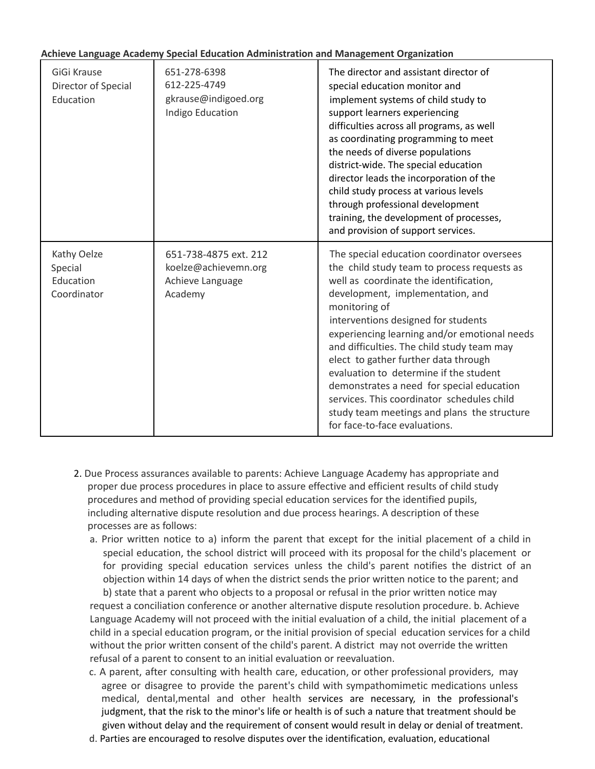**Achieve Language Academy Special Education Administration and Management Organization**

| | | |
|---|---|---|
| GiGi Krause<br>Director of Special Education | 651-278-6398<br>612-225-4749<br>gkrause@indigoed.org<br>Indigo Education | The director and assistant director of special education monitor and implement systems of child study to support learners experiencing difficulties across all programs, as well as coordinating programming to meet the needs of diverse populations district-wide. The special education director leads the incorporation of the child study process at various levels through professional development training, the development of processes, and provision of support services. |
| Kathy Oelze<br>Special Education Coordinator | 651-738-4875 ext. 212<br>koelze@achievemn.org<br>Achieve Language Academy | The special education coordinator oversees the child study team to process requests as well as coordinate the identification, development, implementation, and monitoring of interventions designed for students experiencing learning and/or emotional needs and difficulties. The child study team may elect to gather further data through evaluation to determine if the student demonstrates a need for special education services. This coordinator schedules child study team meetings and plans the structure for face-to-face evaluations. |

2. Due Process assurances available to parents: Achieve Language Academy has appropriate and proper due process procedures in place to assure effective and efficient results of child study procedures and method of providing special education services for the identified pupils, including alternative dispute resolution and due process hearings. A description of these processes are as follows:
   a. Prior written notice to a) inform the parent that except for the initial placement of a child in special education, the school district will proceed with its proposal for the child's placement or for providing special education services unless the child's parent notifies the district of an objection within 14 days of when the district sends the prior written notice to the parent; and b) state that a parent who objects to a proposal or refusal in the prior written notice may request a conciliation conference or another alternative dispute resolution procedure. b. Achieve Language Academy will not proceed with the initial evaluation of a child, the initial placement of a child in a special education program, or the initial provision of special education services for a child without the prior written consent of the child's parent. A district may not override the written refusal of a parent to consent to an initial evaluation or reevaluation.
   c. A parent, after consulting with health care, education, or other professional providers, may agree or disagree to provide the parent's child with sympathomimetic medications unless medical, dental,mental and other health services are necessary, in the professional's judgment, that the risk to the minor's life or health is of such a nature that treatment should be given without delay and the requirement of consent would result in delay or denial of treatment.
   d. Parties are encouraged to resolve disputes over the identification, evaluation, educational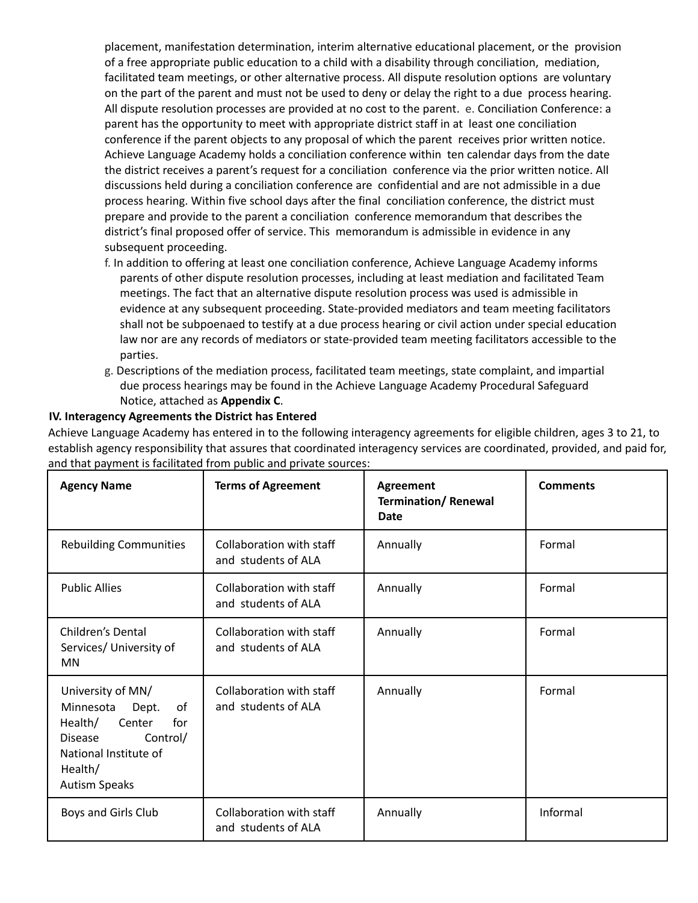placement, manifestation determination, interim alternative educational placement, or the provision of a free appropriate public education to a child with a disability through conciliation, mediation, facilitated team meetings, or other alternative process. All dispute resolution options are voluntary on the part of the parent and must not be used to deny or delay the right to a due process hearing. All dispute resolution processes are provided at no cost to the parent. e. Conciliation Conference: a parent has the opportunity to meet with appropriate district staff in at least one conciliation conference if the parent objects to any proposal of which the parent receives prior written notice. Achieve Language Academy holds a conciliation conference within ten calendar days from the date the district receives a parent's request for a conciliation conference via the prior written notice. All discussions held during a conciliation conference are confidential and are not admissible in a due process hearing. Within five school days after the final conciliation conference, the district must prepare and provide to the parent a conciliation conference memorandum that describes the district's final proposed offer of service. This memorandum is admissible in evidence in any subsequent proceeding.

f. In addition to offering at least one conciliation conference, Achieve Language Academy informs parents of other dispute resolution processes, including at least mediation and facilitated Team meetings. The fact that an alternative dispute resolution process was used is admissible in evidence at any subsequent proceeding. State-provided mediators and team meeting facilitators shall not be subpoenaed to testify at a due process hearing or civil action under special education law nor are any records of mediators or state-provided team meeting facilitators accessible to the parties.

g. Descriptions of the mediation process, facilitated team meetings, state complaint, and impartial due process hearings may be found in the Achieve Language Academy Procedural Safeguard Notice, attached as **Appendix C**.

**IV. Interagency Agreements the District has Entered**

Achieve Language Academy has entered in to the following interagency agreements for eligible children, ages 3 to 21, to establish agency responsibility that assures that coordinated interagency services are coordinated, provided, and paid for, and that payment is facilitated from public and private sources:

| **Agency Name** | **Terms of Agreement** | **Agreement Termination/ Renewal Date** | **Comments** |
|---|---|---|---|
| Rebuilding Communities | Collaboration with staff and students of ALA | Annually | Formal |
| Public Allies | Collaboration with staff and students of ALA | Annually | Formal |
| Children's Dental Services/ University of MN | Collaboration with staff and students of ALA | Annually | Formal |
| University of MN/ Minnesota Dept. of Health/ Center for Disease Control/ National Institute of Health/ Autism Speaks | Collaboration with staff and students of ALA | Annually | Formal |
| Boys and Girls Club | Collaboration with staff and students of ALA | Annually | Informal |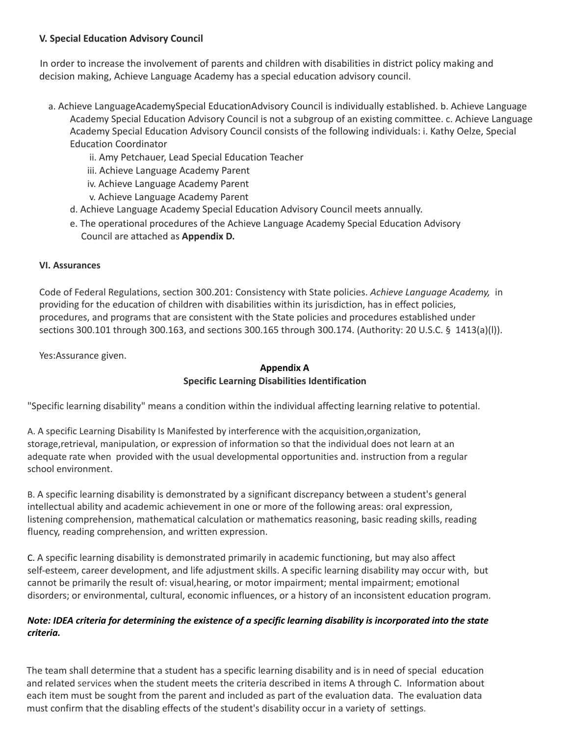**V. Special Education Advisory Council**

In order to increase the involvement of parents and children with disabilities in district policy making and decision making, Achieve Language Academy has a special education advisory council.

a. Achieve LanguageAcademySpecial EducationAdvisory Council is individually established. b. Achieve Language Academy Special Education Advisory Council is not a subgroup of an existing committee. c. Achieve Language Academy Special Education Advisory Council consists of the following individuals: i. Kathy Oelze, Special Education Coordinator

ii. Amy Petchauer, Lead Special Education Teacher

iii. Achieve Language Academy Parent

iv. Achieve Language Academy Parent

v. Achieve Language Academy Parent

d. Achieve Language Academy Special Education Advisory Council meets annually.

e. The operational procedures of the Achieve Language Academy Special Education Advisory Council are attached as **Appendix D.**

**VI. Assurances**

Code of Federal Regulations, section 300.201: Consistency with State policies. *Achieve Language Academy,* in providing for the education of children with disabilities within its jurisdiction, has in effect policies, procedures, and programs that are consistent with the State policies and procedures established under sections 300.101 through 300.163, and sections 300.165 through 300.174. (Authority: 20 U.S.C. § 1413(a)(l)).

Yes:Assurance given.

**Appendix A**
**Specific Learning Disabilities Identification**

"Specific learning disability" means a condition within the individual affecting learning relative to potential.

A. A specific Learning Disability Is Manifested by interference with the acquisition,organization, storage,retrieval, manipulation, or expression of information so that the individual does not learn at an adequate rate when provided with the usual developmental opportunities and. instruction from a regular school environment.

B. A specific learning disability is demonstrated by a significant discrepancy between a student's general intellectual ability and academic achievement in one or more of the following areas: oral expression, listening comprehension, mathematical calculation or mathematics reasoning, basic reading skills, reading fluency, reading comprehension, and written expression.

C. A specific learning disability is demonstrated primarily in academic functioning, but may also affect self-esteem, career development, and life adjustment skills. A specific learning disability may occur with, but cannot be primarily the result of: visual,hearing, or motor impairment; mental impairment; emotional disorders; or environmental, cultural, economic influences, or a history of an inconsistent education program.

***Note: IDEA criteria for determining the existence of a specific learning disability is incorporated into the state criteria.***

The team shall determine that a student has a specific learning disability and is in need of special education and related services when the student meets the criteria described in items A through C. Information about each item must be sought from the parent and included as part of the evaluation data. The evaluation data must confirm that the disabling effects of the student's disability occur in a variety of settings.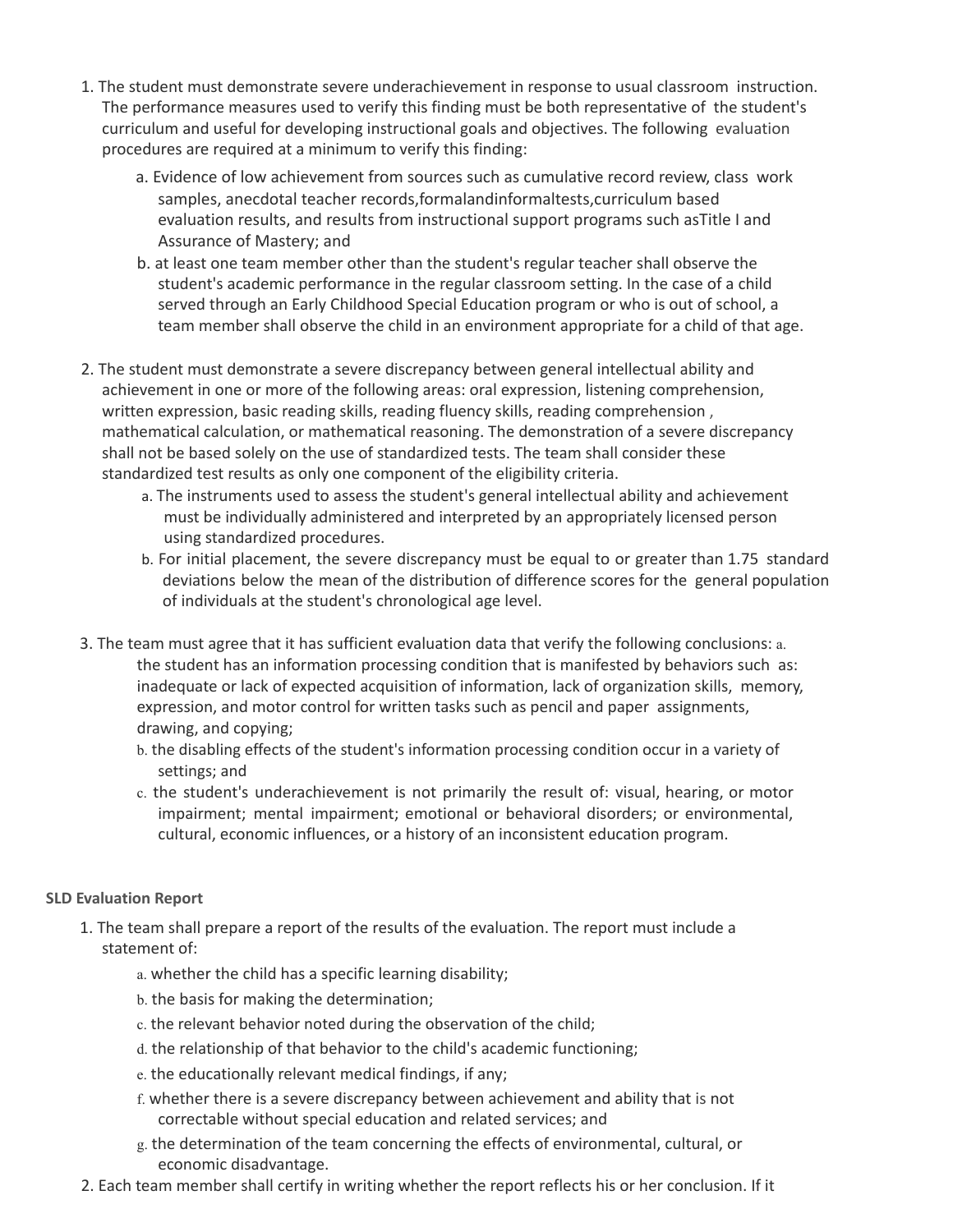1. The student must demonstrate severe underachievement in response to usual classroom instruction. The performance measures used to verify this finding must be both representative of the student's curriculum and useful for developing instructional goals and objectives. The following evaluation procedures are required at a minimum to verify this finding:
    a. Evidence of low achievement from sources such as cumulative record review, class work samples, anecdotal teacher records,formalandinformaltests,curriculum based evaluation results, and results from instructional support programs such asTitle I and Assurance of Mastery; and
    b. at least one team member other than the student's regular teacher shall observe the student's academic performance in the regular classroom setting. In the case of a child served through an Early Childhood Special Education program or who is out of school, a team member shall observe the child in an environment appropriate for a child of that age.

2. The student must demonstrate a severe discrepancy between general intellectual ability and achievement in one or more of the following areas: oral expression, listening comprehension, written expression, basic reading skills, reading fluency skills, reading comprehension , mathematical calculation, or mathematical reasoning. The demonstration of a severe discrepancy shall not be based solely on the use of standardized tests. The team shall consider these standardized test results as only one component of the eligibility criteria.
    a. The instruments used to assess the student's general intellectual ability and achievement must be individually administered and interpreted by an appropriately licensed person using standardized procedures.
    b. For initial placement, the severe discrepancy must be equal to or greater than 1.75 standard deviations below the mean of the distribution of difference scores for the general population of individuals at the student's chronological age level.

3. The team must agree that it has sufficient evaluation data that verify the following conclusions:
    a. the student has an information processing condition that is manifested by behaviors such as: inadequate or lack of expected acquisition of information, lack of organization skills, memory, expression, and motor control for written tasks such as pencil and paper assignments, drawing, and copying;
    b. the disabling effects of the student's information processing condition occur in a variety of settings; and
    c. the student's underachievement is not primarily the result of: visual, hearing, or motor impairment; mental impairment; emotional or behavioral disorders; or environmental, cultural, economic influences, or a history of an inconsistent education program.

**SLD Evaluation Report**

1. The team shall prepare a report of the results of the evaluation. The report must include a statement of:
    a. whether the child has a specific learning disability;
    b. the basis for making the determination;
    c. the relevant behavior noted during the observation of the child;
    d. the relationship of that behavior to the child's academic functioning;
    e. the educationally relevant medical findings, if any;
    f. whether there is a severe discrepancy between achievement and ability that is not correctable without special education and related services; and
    g. the determination of the team concerning the effects of environmental, cultural, or economic disadvantage.
2. Each team member shall certify in writing whether the report reflects his or her conclusion. If it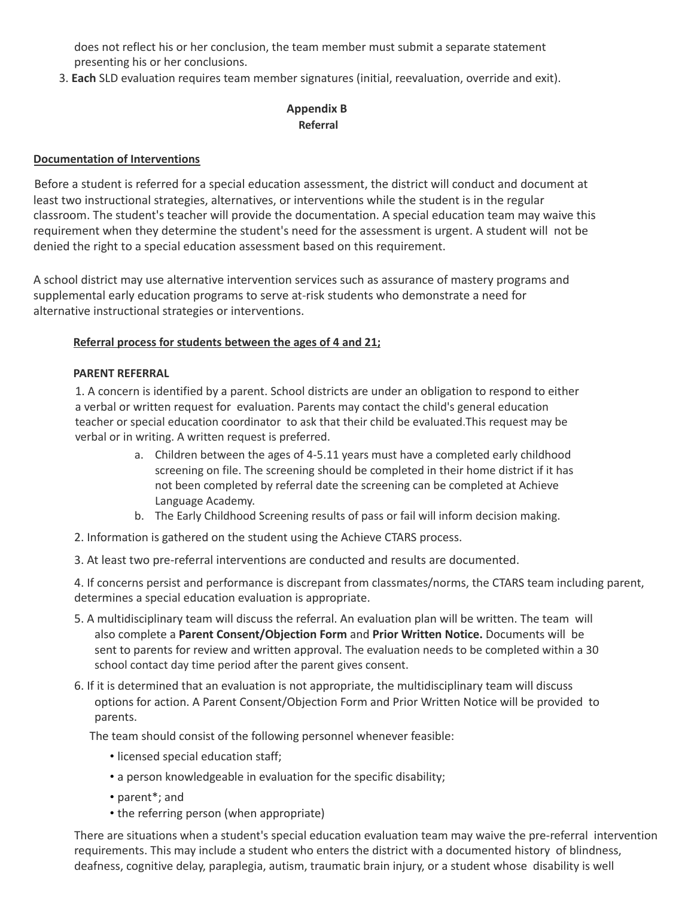does not reflect his or her conclusion, the team member must submit a separate statement presenting his or her conclusions.

3. **Each** SLD evaluation requires team member signatures (initial, reevaluation, override and exit).

## Appendix B
### Referral

**Documentation of Interventions**

Before a student is referred for a special education assessment, the district will conduct and document at least two instructional strategies, alternatives, or interventions while the student is in the regular classroom. The student's teacher will provide the documentation. A special education team may waive this requirement when they determine the student's need for the assessment is urgent. A student will not be denied the right to a special education assessment based on this requirement.

A school district may use alternative intervention services such as assurance of mastery programs and supplemental early education programs to serve at-risk students who demonstrate a need for alternative instructional strategies or interventions.

**Referral process for students between the ages of 4 and 21;**

**PARENT REFERRAL**

1. A concern is identified by a parent. School districts are under an obligation to respond to either a verbal or written request for evaluation. Parents may contact the child's general education teacher or special education coordinator to ask that their child be evaluated.This request may be verbal or in writing. A written request is preferred.
   a. Children between the ages of 4-5.11 years must have a completed early childhood screening on file. The screening should be completed in their home district if it has not been completed by referral date the screening can be completed at Achieve Language Academy.
   b. The Early Childhood Screening results of pass or fail will inform decision making.
2. Information is gathered on the student using the Achieve CTARS process.
3. At least two pre-referral interventions are conducted and results are documented.
4. If concerns persist and performance is discrepant from classmates/norms, the CTARS team including parent, determines a special education evaluation is appropriate.
5. A multidisciplinary team will discuss the referral. An evaluation plan will be written. The team will also complete a **Parent Consent/Objection Form** and **Prior Written Notice.** Documents will be sent to parents for review and written approval. The evaluation needs to be completed within a 30 school contact day time period after the parent gives consent.
6. If it is determined that an evaluation is not appropriate, the multidisciplinary team will discuss options for action. A Parent Consent/Objection Form and Prior Written Notice will be provided to parents.

The team should consist of the following personnel whenever feasible:

- licensed special education staff;
- a person knowledgeable in evaluation for the specific disability;
- parent*; and
- the referring person (when appropriate)

There are situations when a student's special education evaluation team may waive the pre-referral intervention requirements. This may include a student who enters the district with a documented history of blindness, deafness, cognitive delay, paraplegia, autism, traumatic brain injury, or a student whose disability is well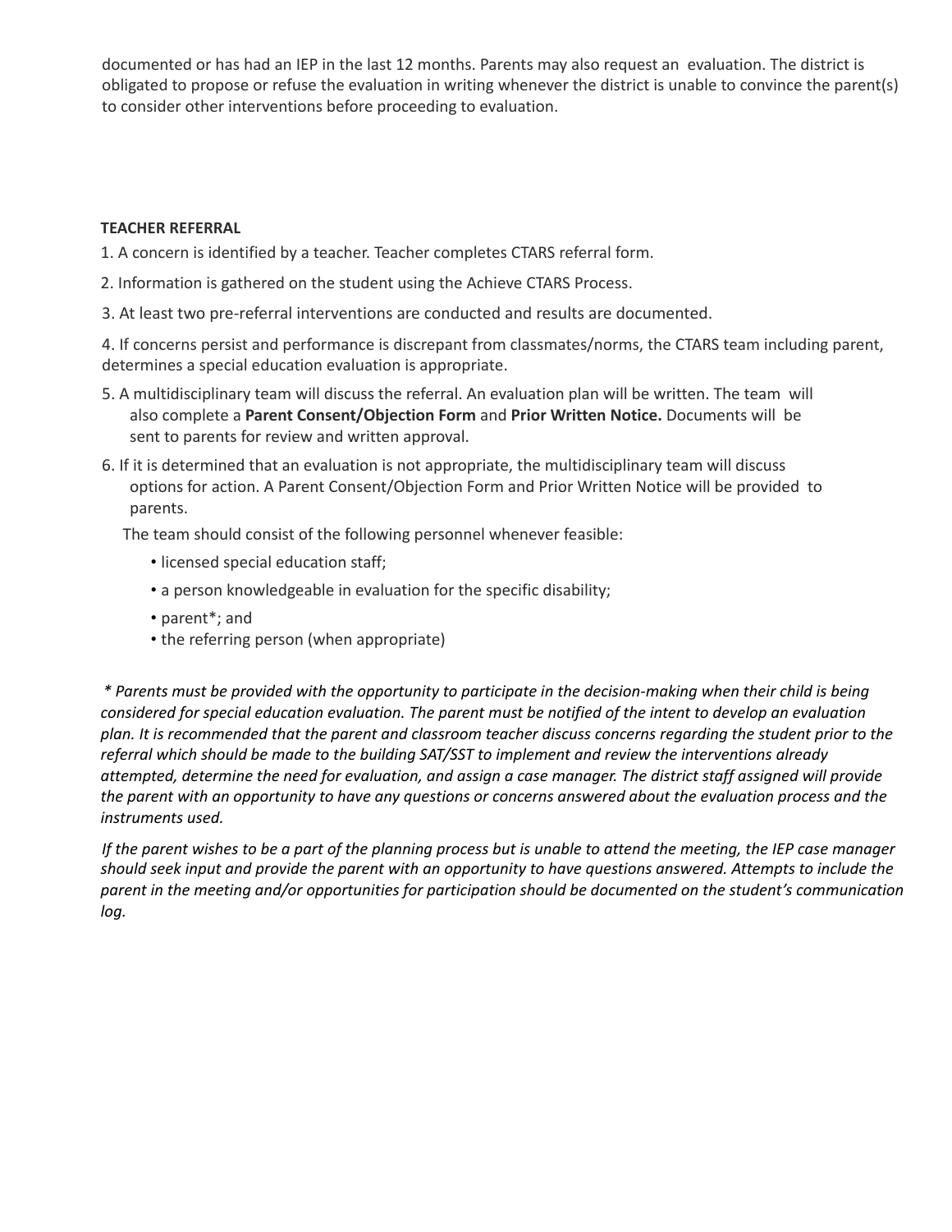documented or has had an IEP in the last 12 months. Parents may also request an evaluation. The district is obligated to propose or refuse the evaluation in writing whenever the district is unable to convince the parent(s) to consider other interventions before proceeding to evaluation.

**TEACHER REFERRAL**

1. A concern is identified by a teacher. Teacher completes CTARS referral form.
2. Information is gathered on the student using the Achieve CTARS Process.
3. At least two pre-referral interventions are conducted and results are documented.
4. If concerns persist and performance is discrepant from classmates/norms, the CTARS team including parent, determines a special education evaluation is appropriate.
5. A multidisciplinary team will discuss the referral. An evaluation plan will be written. The team will also complete a **Parent Consent/Objection Form** and **Prior Written Notice.** Documents will be sent to parents for review and written approval.
6. If it is determined that an evaluation is not appropriate, the multidisciplinary team will discuss options for action. A Parent Consent/Objection Form and Prior Written Notice will be provided to parents.

   The team should consist of the following personnel whenever feasible:

   - licensed special education staff;
   - a person knowledgeable in evaluation for the specific disability;
   - parent*; and
   - the referring person (when appropriate)

*\* Parents must be provided with the opportunity to participate in the decision-making when their child is being considered for special education evaluation. The parent must be notified of the intent to develop an evaluation plan. It is recommended that the parent and classroom teacher discuss concerns regarding the student prior to the referral which should be made to the building SAT/SST to implement and review the interventions already attempted, determine the need for evaluation, and assign a case manager. The district staff assigned will provide the parent with an opportunity to have any questions or concerns answered about the evaluation process and the instruments used.*

*If the parent wishes to be a part of the planning process but is unable to attend the meeting, the IEP case manager should seek input and provide the parent with an opportunity to have questions answered. Attempts to include the parent in the meeting and/or opportunities for participation should be documented on the student's communication log.*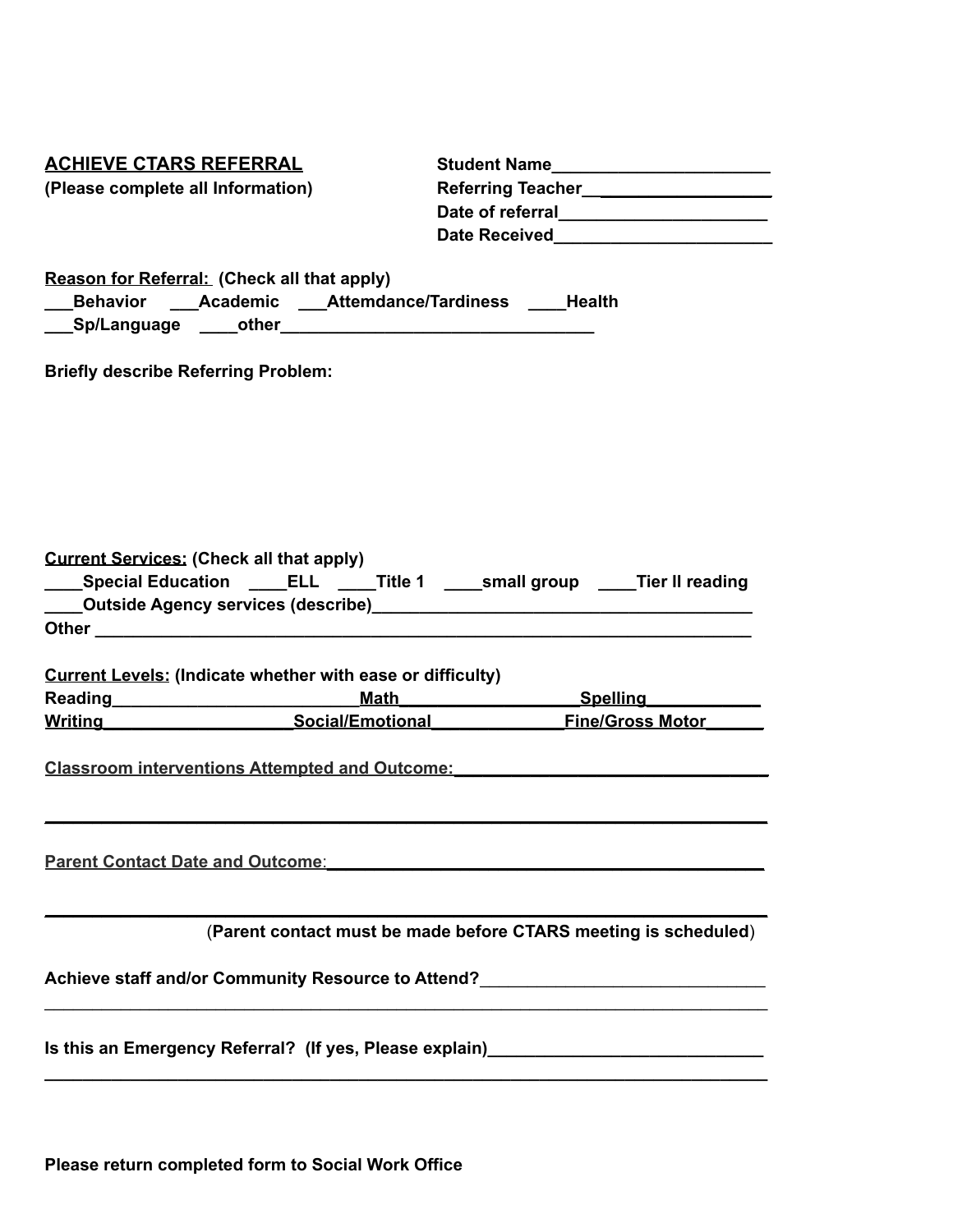**ACHIEVE CTARS REFERRAL**
**(Please complete all Information)**

**Student Name**_______________________
**Referring Teacher**___________________
**Date of referral**______________________
**Date Received**_______________________

**Reason for Referral: (Check all that apply)**
___Behavior ___Academic ___Attemdance/Tardiness ____Health
___Sp/Language ____other_________________________________

**Briefly describe Referring Problem:**

**Current Services: (Check all that apply)**
____Special Education ____ELL ____Title 1 ____small group ____Tier II reading
____Outside Agency services (describe)_______________________________________
Other ________________________________________________________________________

**Current Levels: (Indicate whether with ease or difficulty)**
Reading__________________________Math___________________Spelling____________
Writing____________________Social/Emotional______________Fine/Gross Motor______

**Classroom interventions Attempted and Outcome:**_________________________________

______________________________________________________________________________

**Parent Contact Date and Outcome**:______________________________________________

______________________________________________________________________________

(**Parent contact must be made before CTARS meeting is scheduled**)

**Achieve staff and/or Community Resource to Attend?**______________________________
______________________________________________________________________________

**Is this an Emergency Referral? (If yes, Please explain)**_____________________________
______________________________________________________________________________

**Please return completed form to Social Work Office**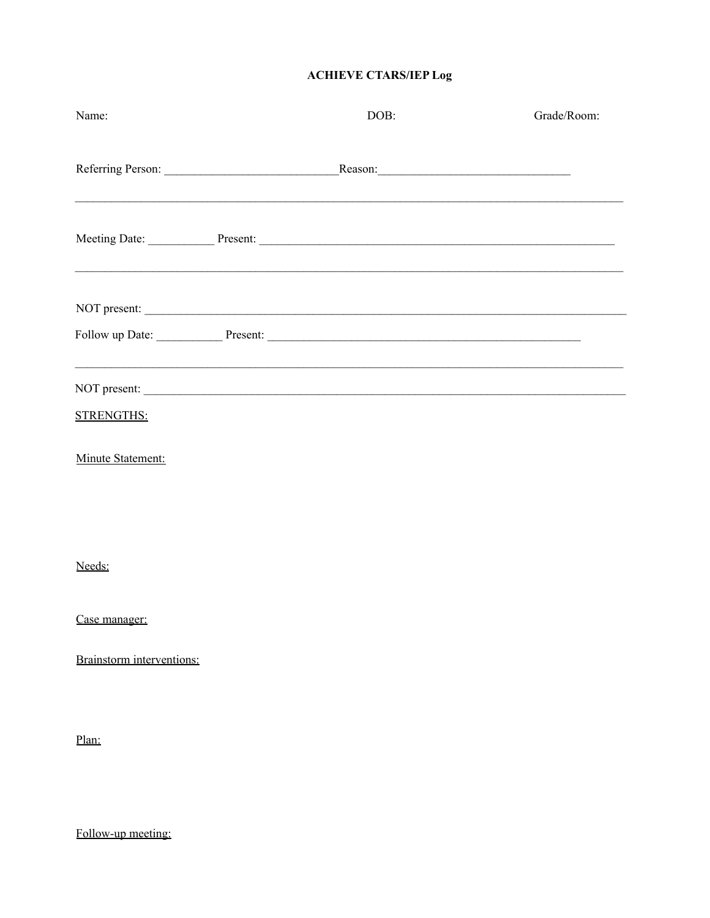**ACHIEVE CTARS/IEP Log**

Name: DOB: Grade/Room:

Referring Person: ____________________________Reason:_______________________________

_______________________________________________________________________________________

Meeting Date: ___________ Present: _____________________________________________________________

_______________________________________________________________________________________

NOT present: ____________________________________________________________________________

Follow up Date: ___________ Present: ______________________________________________________

_______________________________________________________________________________________

NOT present: ____________________________________________________________________________

<u>STRENGTHS:</u>

<u>Minute Statement:</u>

<u>Needs:</u>

<u>Case manager:</u>

<u>Brainstorm interventions:</u>

<u>Plan:</u>

<u>Follow-up meeting:</u>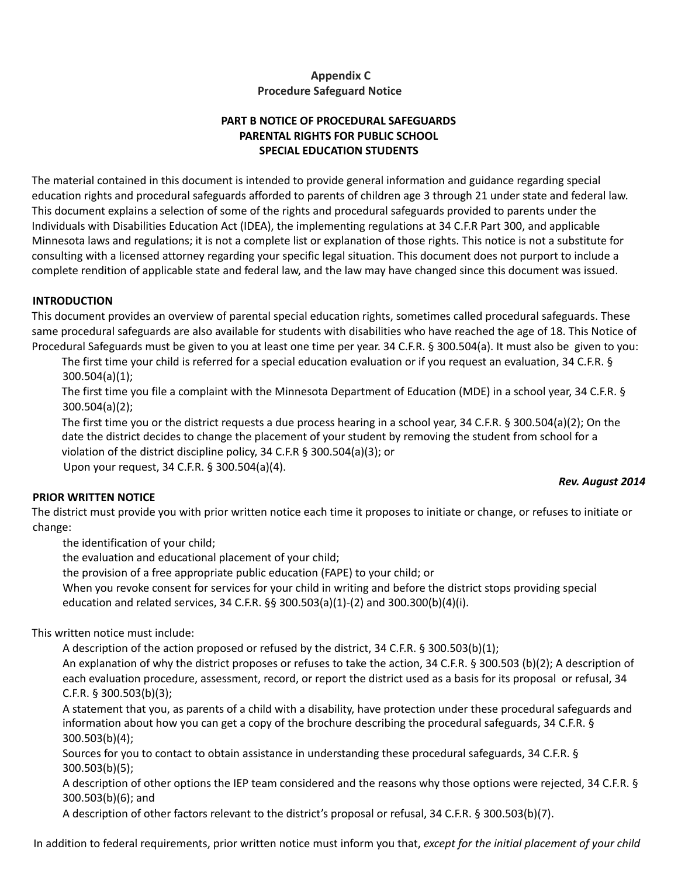**Appendix C**
**Procedure Safeguard Notice**

**PART B NOTICE OF PROCEDURAL SAFEGUARDS**
**PARENTAL RIGHTS FOR PUBLIC SCHOOL**
**SPECIAL EDUCATION STUDENTS**

The material contained in this document is intended to provide general information and guidance regarding special education rights and procedural safeguards afforded to parents of children age 3 through 21 under state and federal law. This document explains a selection of some of the rights and procedural safeguards provided to parents under the Individuals with Disabilities Education Act (IDEA), the implementing regulations at 34 C.F.R Part 300, and applicable Minnesota laws and regulations; it is not a complete list or explanation of those rights. This notice is not a substitute for consulting with a licensed attorney regarding your specific legal situation. This document does not purport to include a complete rendition of applicable state and federal law, and the law may have changed since this document was issued.

**INTRODUCTION**

This document provides an overview of parental special education rights, sometimes called procedural safeguards. These same procedural safeguards are also available for students with disabilities who have reached the age of 18. This Notice of Procedural Safeguards must be given to you at least one time per year. 34 C.F.R. § 300.504(a). It must also be given to you:

- The first time your child is referred for a special education evaluation or if you request an evaluation, 34 C.F.R. § 300.504(a)(1);
- The first time you file a complaint with the Minnesota Department of Education (MDE) in a school year, 34 C.F.R. § 300.504(a)(2);
- The first time you or the district requests a due process hearing in a school year, 34 C.F.R. § 300.504(a)(2); On the date the district decides to change the placement of your student by removing the student from school for a violation of the district discipline policy, 34 C.F.R § 300.504(a)(3); or
- Upon your request, 34 C.F.R. § 300.504(a)(4).

***Rev. August 2014***

**PRIOR WRITTEN NOTICE**

The district must provide you with prior written notice each time it proposes to initiate or change, or refuses to initiate or change:

- the identification of your child;
- the evaluation and educational placement of your child;
- the provision of a free appropriate public education (FAPE) to your child; or
- When you revoke consent for services for your child in writing and before the district stops providing special education and related services, 34 C.F.R. §§ 300.503(a)(1)-(2) and 300.300(b)(4)(i).

This written notice must include:

- A description of the action proposed or refused by the district, 34 C.F.R. § 300.503(b)(1);
- An explanation of why the district proposes or refuses to take the action, 34 C.F.R. § 300.503 (b)(2); A description of each evaluation procedure, assessment, record, or report the district used as a basis for its proposal or refusal, 34 C.F.R. § 300.503(b)(3);
- A statement that you, as parents of a child with a disability, have protection under these procedural safeguards and information about how you can get a copy of the brochure describing the procedural safeguards, 34 C.F.R. § 300.503(b)(4);
- Sources for you to contact to obtain assistance in understanding these procedural safeguards, 34 C.F.R. § 300.503(b)(5);
- A description of other options the IEP team considered and the reasons why those options were rejected, 34 C.F.R. § 300.503(b)(6); and
- A description of other factors relevant to the district's proposal or refusal, 34 C.F.R. § 300.503(b)(7).

In addition to federal requirements, prior written notice must inform you that, *except for the initial placement of your child*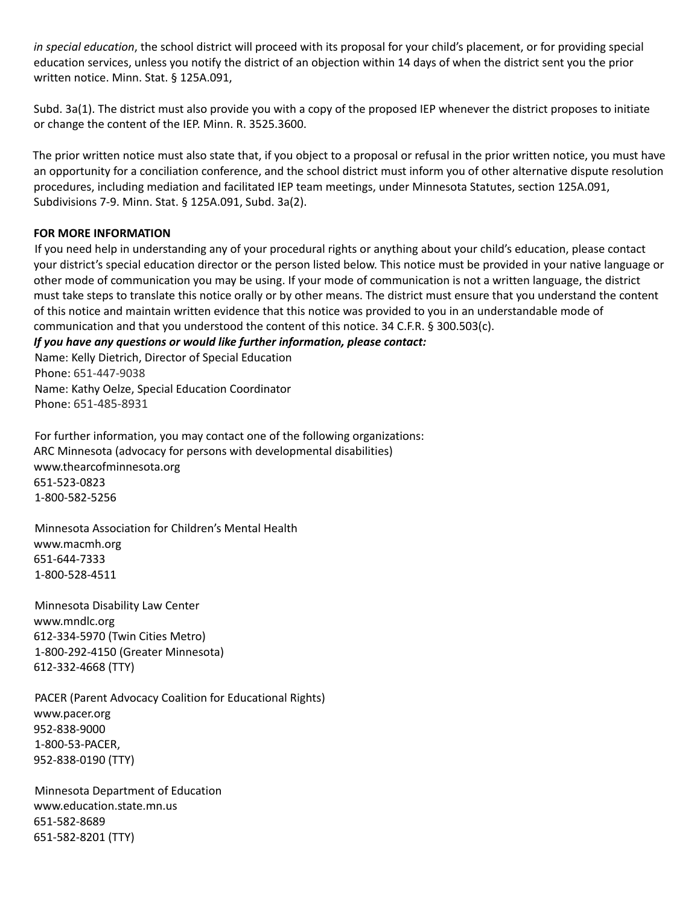*in special education*, the school district will proceed with its proposal for your child's placement, or for providing special education services, unless you notify the district of an objection within 14 days of when the district sent you the prior written notice. Minn. Stat. § 125A.091,

Subd. 3a(1). The district must also provide you with a copy of the proposed IEP whenever the district proposes to initiate or change the content of the IEP. Minn. R. 3525.3600.

The prior written notice must also state that, if you object to a proposal or refusal in the prior written notice, you must have an opportunity for a conciliation conference, and the school district must inform you of other alternative dispute resolution procedures, including mediation and facilitated IEP team meetings, under Minnesota Statutes, section 125A.091, Subdivisions 7-9. Minn. Stat. § 125A.091, Subd. 3a(2).

**FOR MORE INFORMATION**

If you need help in understanding any of your procedural rights or anything about your child's education, please contact your district's special education director or the person listed below. This notice must be provided in your native language or other mode of communication you may be using. If your mode of communication is not a written language, the district must take steps to translate this notice orally or by other means. The district must ensure that you understand the content of this notice and maintain written evidence that this notice was provided to you in an understandable mode of communication and that you understood the content of this notice. 34 C.F.R. § 300.503(c).

***If you have any questions or would like further information, please contact:***

Name: Kelly Dietrich, Director of Special Education
Phone: 651-447-9038
Name: Kathy Oelze, Special Education Coordinator
Phone: 651-485-8931

For further information, you may contact one of the following organizations:

ARC Minnesota (advocacy for persons with developmental disabilities)
www.thearcofminnesota.org
651-523-0823
1-800-582-5256

Minnesota Association for Children's Mental Health
www.macmh.org
651-644-7333
1-800-528-4511

Minnesota Disability Law Center
www.mndlc.org
612-334-5970 (Twin Cities Metro)
1-800-292-4150 (Greater Minnesota)
612-332-4668 (TTY)

PACER (Parent Advocacy Coalition for Educational Rights)
www.pacer.org
952-838-9000
1-800-53-PACER,
952-838-0190 (TTY)

Minnesota Department of Education
www.education.state.mn.us
651-582-8689
651-582-8201 (TTY)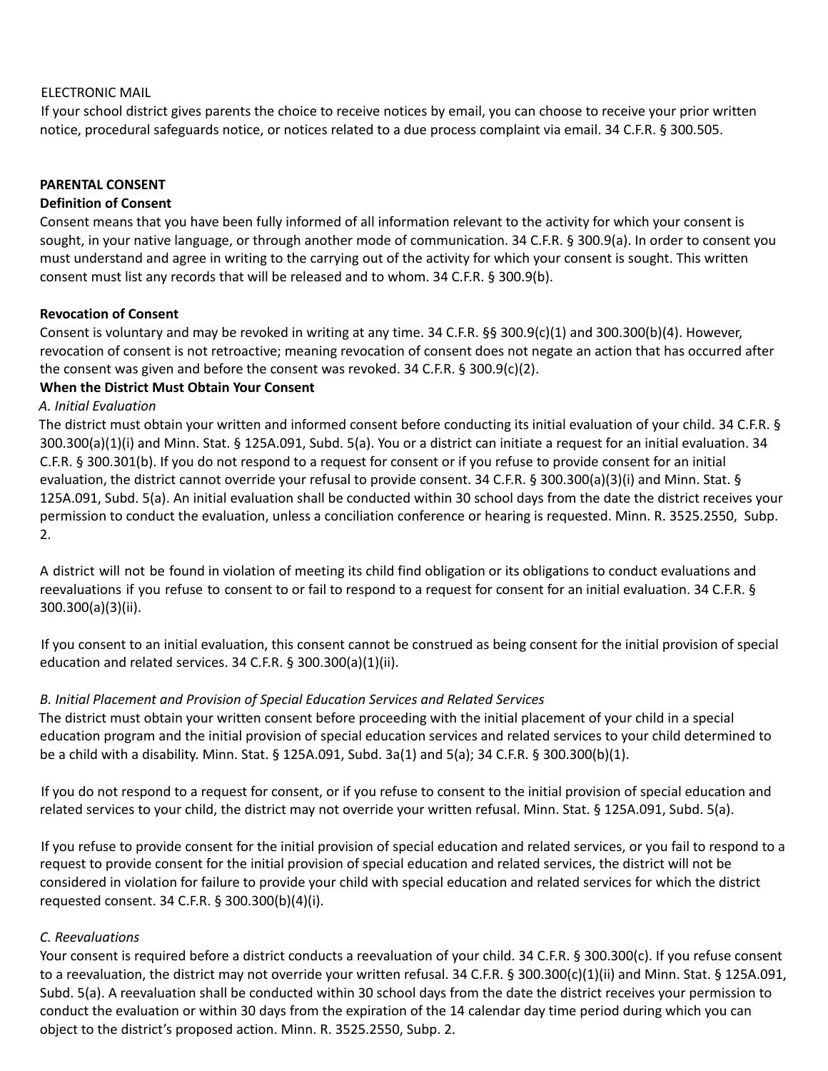ELECTRONIC MAIL

If your school district gives parents the choice to receive notices by email, you can choose to receive your prior written notice, procedural safeguards notice, or notices related to a due process complaint via email. 34 C.F.R. § 300.505.

## PARENTAL CONSENT

### Definition of Consent

Consent means that you have been fully informed of all information relevant to the activity for which your consent is sought, in your native language, or through another mode of communication. 34 C.F.R. § 300.9(a). In order to consent you must understand and agree in writing to the carrying out of the activity for which your consent is sought. This written consent must list any records that will be released and to whom. 34 C.F.R. § 300.9(b).

### Revocation of Consent

Consent is voluntary and may be revoked in writing at any time. 34 C.F.R. §§ 300.9(c)(1) and 300.300(b)(4). However, revocation of consent is not retroactive; meaning revocation of consent does not negate an action that has occurred after the consent was given and before the consent was revoked. 34 C.F.R. § 300.9(c)(2).

### When the District Must Obtain Your Consent

*A. Initial Evaluation*

The district must obtain your written and informed consent before conducting its initial evaluation of your child. 34 C.F.R. § 300.300(a)(1)(i) and Minn. Stat. § 125A.091, Subd. 5(a). You or a district can initiate a request for an initial evaluation. 34 C.F.R. § 300.301(b). If you do not respond to a request for consent or if you refuse to provide consent for an initial evaluation, the district cannot override your refusal to provide consent. 34 C.F.R. § 300.300(a)(3)(i) and Minn. Stat. § 125A.091, Subd. 5(a). An initial evaluation shall be conducted within 30 school days from the date the district receives your permission to conduct the evaluation, unless a conciliation conference or hearing is requested. Minn. R. 3525.2550, Subp. 2.

A district will not be found in violation of meeting its child find obligation or its obligations to conduct evaluations and reevaluations if you refuse to consent to or fail to respond to a request for consent for an initial evaluation. 34 C.F.R. § 300.300(a)(3)(ii).

If you consent to an initial evaluation, this consent cannot be construed as being consent for the initial provision of special education and related services. 34 C.F.R. § 300.300(a)(1)(ii).

*B. Initial Placement and Provision of Special Education Services and Related Services*

The district must obtain your written consent before proceeding with the initial placement of your child in a special education program and the initial provision of special education services and related services to your child determined to be a child with a disability. Minn. Stat. § 125A.091, Subd. 3a(1) and 5(a); 34 C.F.R. § 300.300(b)(1).

If you do not respond to a request for consent, or if you refuse to consent to the initial provision of special education and related services to your child, the district may not override your written refusal. Minn. Stat. § 125A.091, Subd. 5(a).

If you refuse to provide consent for the initial provision of special education and related services, or you fail to respond to a request to provide consent for the initial provision of special education and related services, the district will not be considered in violation for failure to provide your child with special education and related services for which the district requested consent. 34 C.F.R. § 300.300(b)(4)(i).

*C. Reevaluations*

Your consent is required before a district conducts a reevaluation of your child. 34 C.F.R. § 300.300(c). If you refuse consent to a reevaluation, the district may not override your written refusal. 34 C.F.R. § 300.300(c)(1)(ii) and Minn. Stat. § 125A.091, Subd. 5(a). A reevaluation shall be conducted within 30 school days from the date the district receives your permission to conduct the evaluation or within 30 days from the expiration of the 14 calendar day time period during which you can object to the district's proposed action. Minn. R. 3525.2550, Subp. 2.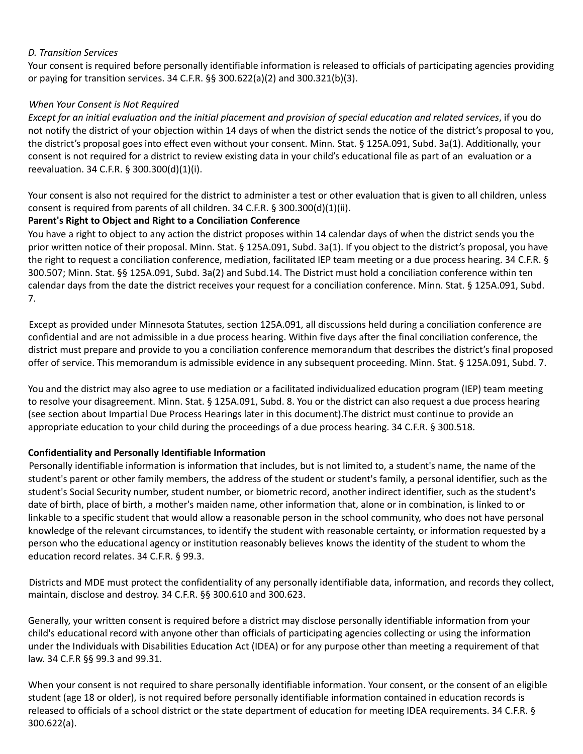*D. Transition Services*

Your consent is required before personally identifiable information is released to officials of participating agencies providing or paying for transition services. 34 C.F.R. §§ 300.622(a)(2) and 300.321(b)(3).

*When Your Consent is Not Required*

*Except for an initial evaluation and the initial placement and provision of special education and related services*, if you do not notify the district of your objection within 14 days of when the district sends the notice of the district's proposal to you, the district's proposal goes into effect even without your consent. Minn. Stat. § 125A.091, Subd. 3a(1). Additionally, your consent is not required for a district to review existing data in your child's educational file as part of an evaluation or a reevaluation. 34 C.F.R. § 300.300(d)(1)(i).

Your consent is also not required for the district to administer a test or other evaluation that is given to all children, unless consent is required from parents of all children. 34 C.F.R. § 300.300(d)(1)(ii).

**Parent's Right to Object and Right to a Conciliation Conference**

You have a right to object to any action the district proposes within 14 calendar days of when the district sends you the prior written notice of their proposal. Minn. Stat. § 125A.091, Subd. 3a(1). If you object to the district's proposal, you have the right to request a conciliation conference, mediation, facilitated IEP team meeting or a due process hearing. 34 C.F.R. § 300.507; Minn. Stat. §§ 125A.091, Subd. 3a(2) and Subd.14. The District must hold a conciliation conference within ten calendar days from the date the district receives your request for a conciliation conference. Minn. Stat. § 125A.091, Subd. 7.

Except as provided under Minnesota Statutes, section 125A.091, all discussions held during a conciliation conference are confidential and are not admissible in a due process hearing. Within five days after the final conciliation conference, the district must prepare and provide to you a conciliation conference memorandum that describes the district's final proposed offer of service. This memorandum is admissible evidence in any subsequent proceeding. Minn. Stat. § 125A.091, Subd. 7.

You and the district may also agree to use mediation or a facilitated individualized education program (IEP) team meeting to resolve your disagreement. Minn. Stat. § 125A.091, Subd. 8. You or the district can also request a due process hearing (see section about Impartial Due Process Hearings later in this document).The district must continue to provide an appropriate education to your child during the proceedings of a due process hearing. 34 C.F.R. § 300.518.

**Confidentiality and Personally Identifiable Information**

Personally identifiable information is information that includes, but is not limited to, a student's name, the name of the student's parent or other family members, the address of the student or student's family, a personal identifier, such as the student's Social Security number, student number, or biometric record, another indirect identifier, such as the student's date of birth, place of birth, a mother's maiden name, other information that, alone or in combination, is linked to or linkable to a specific student that would allow a reasonable person in the school community, who does not have personal knowledge of the relevant circumstances, to identify the student with reasonable certainty, or information requested by a person who the educational agency or institution reasonably believes knows the identity of the student to whom the education record relates. 34 C.F.R. § 99.3.

Districts and MDE must protect the confidentiality of any personally identifiable data, information, and records they collect, maintain, disclose and destroy. 34 C.F.R. §§ 300.610 and 300.623.

Generally, your written consent is required before a district may disclose personally identifiable information from your child's educational record with anyone other than officials of participating agencies collecting or using the information under the Individuals with Disabilities Education Act (IDEA) or for any purpose other than meeting a requirement of that law. 34 C.F.R §§ 99.3 and 99.31.

When your consent is not required to share personally identifiable information. Your consent, or the consent of an eligible student (age 18 or older), is not required before personally identifiable information contained in education records is released to officials of a school district or the state department of education for meeting IDEA requirements. 34 C.F.R. § 300.622(a).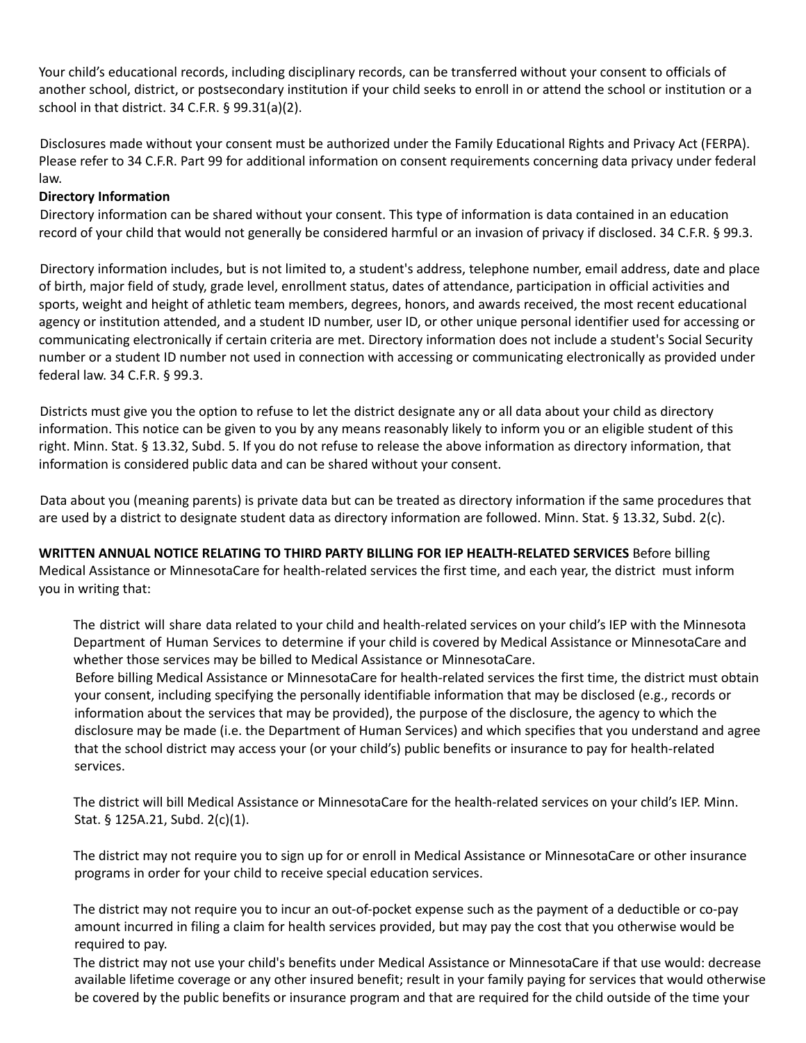Your child's educational records, including disciplinary records, can be transferred without your consent to officials of another school, district, or postsecondary institution if your child seeks to enroll in or attend the school or institution or a school in that district. 34 C.F.R. § 99.31(a)(2).

Disclosures made without your consent must be authorized under the Family Educational Rights and Privacy Act (FERPA). Please refer to 34 C.F.R. Part 99 for additional information on consent requirements concerning data privacy under federal law.

**Directory Information**

Directory information can be shared without your consent. This type of information is data contained in an education record of your child that would not generally be considered harmful or an invasion of privacy if disclosed. 34 C.F.R. § 99.3.

Directory information includes, but is not limited to, a student's address, telephone number, email address, date and place of birth, major field of study, grade level, enrollment status, dates of attendance, participation in official activities and sports, weight and height of athletic team members, degrees, honors, and awards received, the most recent educational agency or institution attended, and a student ID number, user ID, or other unique personal identifier used for accessing or communicating electronically if certain criteria are met. Directory information does not include a student's Social Security number or a student ID number not used in connection with accessing or communicating electronically as provided under federal law. 34 C.F.R. § 99.3.

Districts must give you the option to refuse to let the district designate any or all data about your child as directory information. This notice can be given to you by any means reasonably likely to inform you or an eligible student of this right. Minn. Stat. § 13.32, Subd. 5. If you do not refuse to release the above information as directory information, that information is considered public data and can be shared without your consent.

Data about you (meaning parents) is private data but can be treated as directory information if the same procedures that are used by a district to designate student data as directory information are followed. Minn. Stat. § 13.32, Subd. 2(c).

**WRITTEN ANNUAL NOTICE RELATING TO THIRD PARTY BILLING FOR IEP HEALTH-RELATED SERVICES** Before billing Medical Assistance or MinnesotaCare for health-related services the first time, and each year, the district must inform you in writing that:

The district will share data related to your child and health-related services on your child's IEP with the Minnesota Department of Human Services to determine if your child is covered by Medical Assistance or MinnesotaCare and whether those services may be billed to Medical Assistance or MinnesotaCare.

Before billing Medical Assistance or MinnesotaCare for health-related services the first time, the district must obtain your consent, including specifying the personally identifiable information that may be disclosed (e.g., records or information about the services that may be provided), the purpose of the disclosure, the agency to which the disclosure may be made (i.e. the Department of Human Services) and which specifies that you understand and agree that the school district may access your (or your child's) public benefits or insurance to pay for health-related services.

The district will bill Medical Assistance or MinnesotaCare for the health-related services on your child's IEP. Minn. Stat. § 125A.21, Subd. 2(c)(1).

The district may not require you to sign up for or enroll in Medical Assistance or MinnesotaCare or other insurance programs in order for your child to receive special education services.

The district may not require you to incur an out-of-pocket expense such as the payment of a deductible or co-pay amount incurred in filing a claim for health services provided, but may pay the cost that you otherwise would be required to pay.

The district may not use your child's benefits under Medical Assistance or MinnesotaCare if that use would: decrease available lifetime coverage or any other insured benefit; result in your family paying for services that would otherwise be covered by the public benefits or insurance program and that are required for the child outside of the time your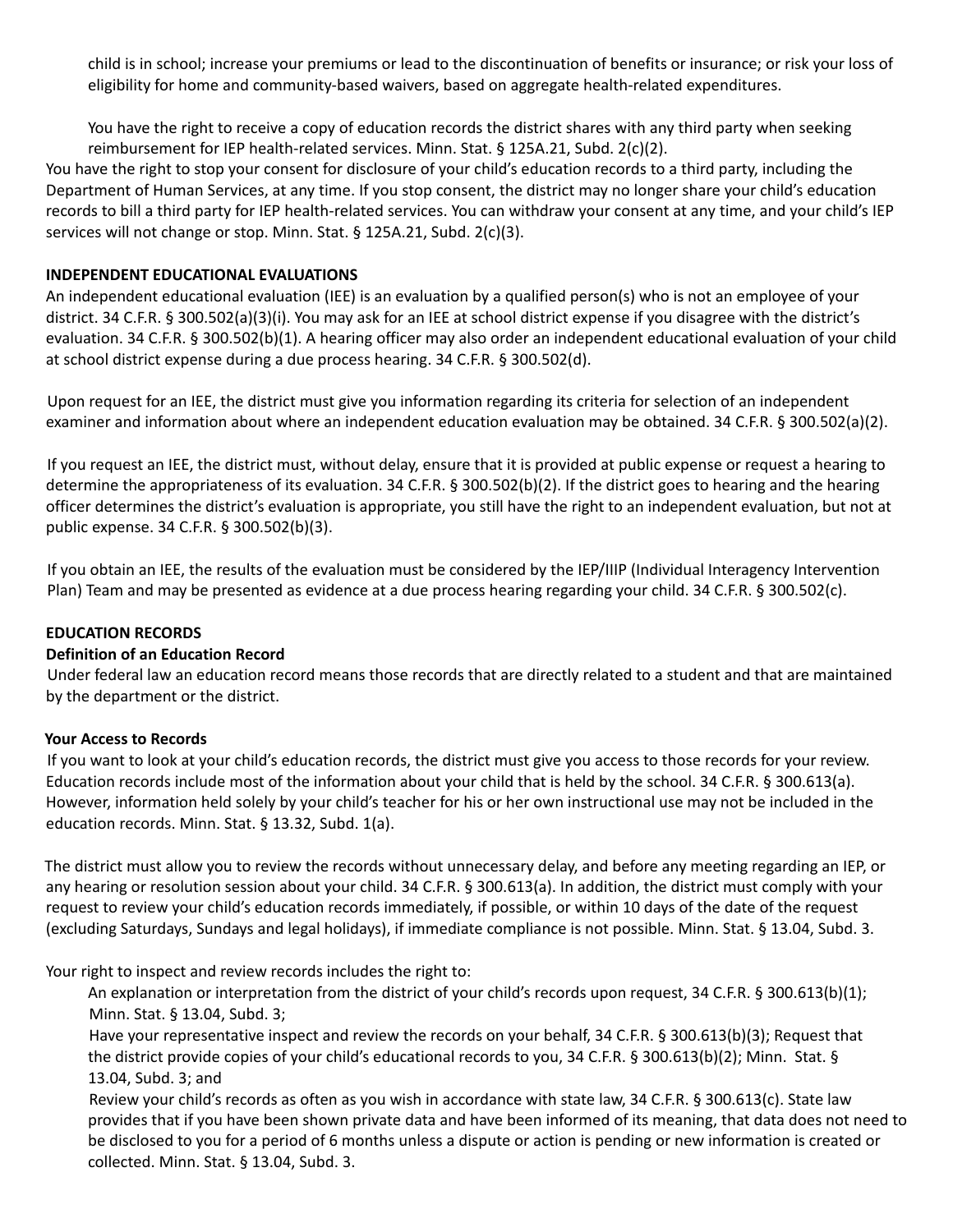child is in school; increase your premiums or lead to the discontinuation of benefits or insurance; or risk your loss of eligibility for home and community-based waivers, based on aggregate health-related expenditures.

You have the right to receive a copy of education records the district shares with any third party when seeking reimbursement for IEP health-related services. Minn. Stat. § 125A.21, Subd. 2(c)(2).

You have the right to stop your consent for disclosure of your child's education records to a third party, including the Department of Human Services, at any time. If you stop consent, the district may no longer share your child's education records to bill a third party for IEP health-related services. You can withdraw your consent at any time, and your child's IEP services will not change or stop. Minn. Stat. § 125A.21, Subd. 2(c)(3).

**INDEPENDENT EDUCATIONAL EVALUATIONS**

An independent educational evaluation (IEE) is an evaluation by a qualified person(s) who is not an employee of your district. 34 C.F.R. § 300.502(a)(3)(i). You may ask for an IEE at school district expense if you disagree with the district's evaluation. 34 C.F.R. § 300.502(b)(1). A hearing officer may also order an independent educational evaluation of your child at school district expense during a due process hearing. 34 C.F.R. § 300.502(d).

Upon request for an IEE, the district must give you information regarding its criteria for selection of an independent examiner and information about where an independent education evaluation may be obtained. 34 C.F.R. § 300.502(a)(2).

If you request an IEE, the district must, without delay, ensure that it is provided at public expense or request a hearing to determine the appropriateness of its evaluation. 34 C.F.R. § 300.502(b)(2). If the district goes to hearing and the hearing officer determines the district's evaluation is appropriate, you still have the right to an independent evaluation, but not at public expense. 34 C.F.R. § 300.502(b)(3).

If you obtain an IEE, the results of the evaluation must be considered by the IEP/IIIP (Individual Interagency Intervention Plan) Team and may be presented as evidence at a due process hearing regarding your child. 34 C.F.R. § 300.502(c).

**EDUCATION RECORDS**

**Definition of an Education Record**

Under federal law an education record means those records that are directly related to a student and that are maintained by the department or the district.

**Your Access to Records**

If you want to look at your child's education records, the district must give you access to those records for your review. Education records include most of the information about your child that is held by the school. 34 C.F.R. § 300.613(a). However, information held solely by your child's teacher for his or her own instructional use may not be included in the education records. Minn. Stat. § 13.32, Subd. 1(a).

The district must allow you to review the records without unnecessary delay, and before any meeting regarding an IEP, or any hearing or resolution session about your child. 34 C.F.R. § 300.613(a). In addition, the district must comply with your request to review your child's education records immediately, if possible, or within 10 days of the date of the request (excluding Saturdays, Sundays and legal holidays), if immediate compliance is not possible. Minn. Stat. § 13.04, Subd. 3.

Your right to inspect and review records includes the right to:

- An explanation or interpretation from the district of your child's records upon request, 34 C.F.R. § 300.613(b)(1); Minn. Stat. § 13.04, Subd. 3;
- Have your representative inspect and review the records on your behalf, 34 C.F.R. § 300.613(b)(3); Request that the district provide copies of your child's educational records to you, 34 C.F.R. § 300.613(b)(2); Minn. Stat. § 13.04, Subd. 3; and
- Review your child's records as often as you wish in accordance with state law, 34 C.F.R. § 300.613(c). State law provides that if you have been shown private data and have been informed of its meaning, that data does not need to be disclosed to you for a period of 6 months unless a dispute or action is pending or new information is created or collected. Minn. Stat. § 13.04, Subd. 3.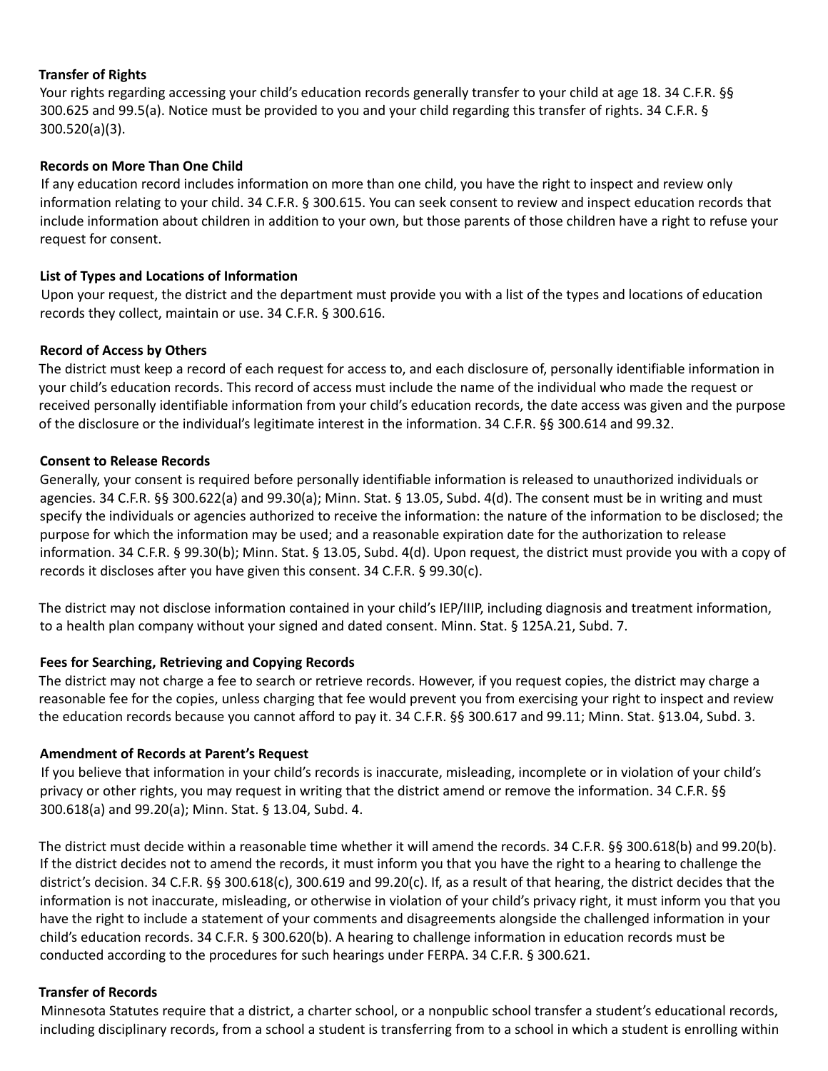### Transfer of Rights

Your rights regarding accessing your child's education records generally transfer to your child at age 18. 34 C.F.R. §§ 300.625 and 99.5(a). Notice must be provided to you and your child regarding this transfer of rights. 34 C.F.R. § 300.520(a)(3).

### Records on More Than One Child

If any education record includes information on more than one child, you have the right to inspect and review only information relating to your child. 34 C.F.R. § 300.615. You can seek consent to review and inspect education records that include information about children in addition to your own, but those parents of those children have a right to refuse your request for consent.

### List of Types and Locations of Information

Upon your request, the district and the department must provide you with a list of the types and locations of education records they collect, maintain or use. 34 C.F.R. § 300.616.

### Record of Access by Others

The district must keep a record of each request for access to, and each disclosure of, personally identifiable information in your child's education records. This record of access must include the name of the individual who made the request or received personally identifiable information from your child's education records, the date access was given and the purpose of the disclosure or the individual's legitimate interest in the information. 34 C.F.R. §§ 300.614 and 99.32.

### Consent to Release Records

Generally, your consent is required before personally identifiable information is released to unauthorized individuals or agencies. 34 C.F.R. §§ 300.622(a) and 99.30(a); Minn. Stat. § 13.05, Subd. 4(d). The consent must be in writing and must specify the individuals or agencies authorized to receive the information: the nature of the information to be disclosed; the purpose for which the information may be used; and a reasonable expiration date for the authorization to release information. 34 C.F.R. § 99.30(b); Minn. Stat. § 13.05, Subd. 4(d). Upon request, the district must provide you with a copy of records it discloses after you have given this consent. 34 C.F.R. § 99.30(c).

The district may not disclose information contained in your child's IEP/IIIP, including diagnosis and treatment information, to a health plan company without your signed and dated consent. Minn. Stat. § 125A.21, Subd. 7.

### Fees for Searching, Retrieving and Copying Records

The district may not charge a fee to search or retrieve records. However, if you request copies, the district may charge a reasonable fee for the copies, unless charging that fee would prevent you from exercising your right to inspect and review the education records because you cannot afford to pay it. 34 C.F.R. §§ 300.617 and 99.11; Minn. Stat. §13.04, Subd. 3.

### Amendment of Records at Parent's Request

If you believe that information in your child's records is inaccurate, misleading, incomplete or in violation of your child's privacy or other rights, you may request in writing that the district amend or remove the information. 34 C.F.R. §§ 300.618(a) and 99.20(a); Minn. Stat. § 13.04, Subd. 4.

The district must decide within a reasonable time whether it will amend the records. 34 C.F.R. §§ 300.618(b) and 99.20(b). If the district decides not to amend the records, it must inform you that you have the right to a hearing to challenge the district's decision. 34 C.F.R. §§ 300.618(c), 300.619 and 99.20(c). If, as a result of that hearing, the district decides that the information is not inaccurate, misleading, or otherwise in violation of your child's privacy right, it must inform you that you have the right to include a statement of your comments and disagreements alongside the challenged information in your child's education records. 34 C.F.R. § 300.620(b). A hearing to challenge information in education records must be conducted according to the procedures for such hearings under FERPA. 34 C.F.R. § 300.621.

### Transfer of Records

Minnesota Statutes require that a district, a charter school, or a nonpublic school transfer a student's educational records, including disciplinary records, from a school a student is transferring from to a school in which a student is enrolling within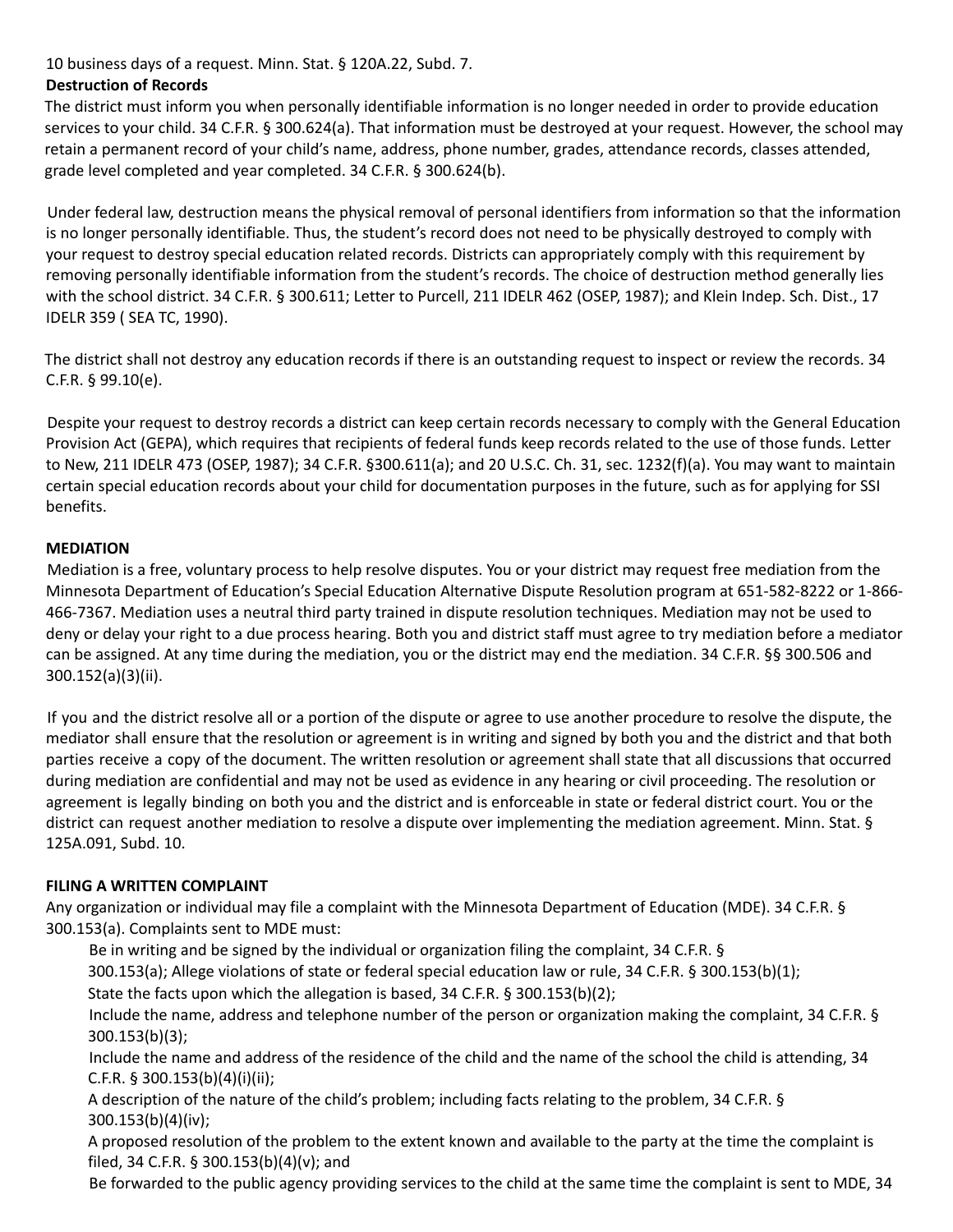10 business days of a request. Minn. Stat. § 120A.22, Subd. 7.

**Destruction of Records**

The district must inform you when personally identifiable information is no longer needed in order to provide education services to your child. 34 C.F.R. § 300.624(a). That information must be destroyed at your request. However, the school may retain a permanent record of your child's name, address, phone number, grades, attendance records, classes attended, grade level completed and year completed. 34 C.F.R. § 300.624(b).

Under federal law, destruction means the physical removal of personal identifiers from information so that the information is no longer personally identifiable. Thus, the student's record does not need to be physically destroyed to comply with your request to destroy special education related records. Districts can appropriately comply with this requirement by removing personally identifiable information from the student's records. The choice of destruction method generally lies with the school district. 34 C.F.R. § 300.611; Letter to Purcell, 211 IDELR 462 (OSEP, 1987); and Klein Indep. Sch. Dist., 17 IDELR 359 ( SEA TC, 1990).

The district shall not destroy any education records if there is an outstanding request to inspect or review the records. 34 C.F.R. § 99.10(e).

Despite your request to destroy records a district can keep certain records necessary to comply with the General Education Provision Act (GEPA), which requires that recipients of federal funds keep records related to the use of those funds. Letter to New, 211 IDELR 473 (OSEP, 1987); 34 C.F.R. §300.611(a); and 20 U.S.C. Ch. 31, sec. 1232(f)(a). You may want to maintain certain special education records about your child for documentation purposes in the future, such as for applying for SSI benefits.

**MEDIATION**

Mediation is a free, voluntary process to help resolve disputes. You or your district may request free mediation from the Minnesota Department of Education's Special Education Alternative Dispute Resolution program at 651-582-8222 or 1-866-466-7367. Mediation uses a neutral third party trained in dispute resolution techniques. Mediation may not be used to deny or delay your right to a due process hearing. Both you and district staff must agree to try mediation before a mediator can be assigned. At any time during the mediation, you or the district may end the mediation. 34 C.F.R. §§ 300.506 and 300.152(a)(3)(ii).

If you and the district resolve all or a portion of the dispute or agree to use another procedure to resolve the dispute, the mediator shall ensure that the resolution or agreement is in writing and signed by both you and the district and that both parties receive a copy of the document. The written resolution or agreement shall state that all discussions that occurred during mediation are confidential and may not be used as evidence in any hearing or civil proceeding. The resolution or agreement is legally binding on both you and the district and is enforceable in state or federal district court. You or the district can request another mediation to resolve a dispute over implementing the mediation agreement. Minn. Stat. § 125A.091, Subd. 10.

**FILING A WRITTEN COMPLAINT**

Any organization or individual may file a complaint with the Minnesota Department of Education (MDE). 34 C.F.R. § 300.153(a). Complaints sent to MDE must:

- Be in writing and be signed by the individual or organization filing the complaint, 34 C.F.R. § 300.153(a); Allege violations of state or federal special education law or rule, 34 C.F.R. § 300.153(b)(1);
- State the facts upon which the allegation is based, 34 C.F.R. § 300.153(b)(2);
- Include the name, address and telephone number of the person or organization making the complaint, 34 C.F.R. § 300.153(b)(3);
- Include the name and address of the residence of the child and the name of the school the child is attending, 34 C.F.R. § 300.153(b)(4)(i)(ii);
- A description of the nature of the child's problem; including facts relating to the problem, 34 C.F.R. § 300.153(b)(4)(iv);
- A proposed resolution of the problem to the extent known and available to the party at the time the complaint is filed, 34 C.F.R. § 300.153(b)(4)(v); and
- Be forwarded to the public agency providing services to the child at the same time the complaint is sent to MDE, 34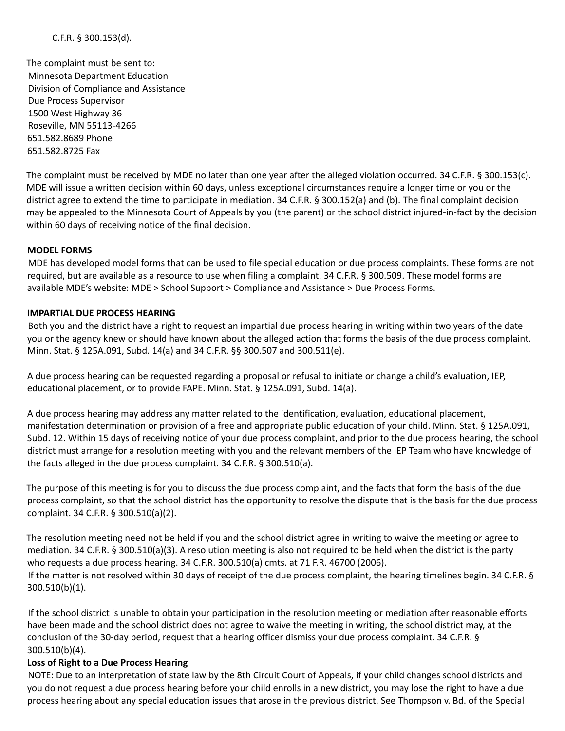C.F.R. § 300.153(d).

The complaint must be sent to:
Minnesota Department Education
Division of Compliance and Assistance
Due Process Supervisor
1500 West Highway 36
Roseville, MN 55113-4266
651.582.8689 Phone
651.582.8725 Fax

The complaint must be received by MDE no later than one year after the alleged violation occurred. 34 C.F.R. § 300.153(c). MDE will issue a written decision within 60 days, unless exceptional circumstances require a longer time or you or the district agree to extend the time to participate in mediation. 34 C.F.R. § 300.152(a) and (b). The final complaint decision may be appealed to the Minnesota Court of Appeals by you (the parent) or the school district injured-in-fact by the decision within 60 days of receiving notice of the final decision.

**MODEL FORMS**

MDE has developed model forms that can be used to file special education or due process complaints. These forms are not required, but are available as a resource to use when filing a complaint. 34 C.F.R. § 300.509. These model forms are available MDE's website: MDE > School Support > Compliance and Assistance > Due Process Forms.

**IMPARTIAL DUE PROCESS HEARING**

Both you and the district have a right to request an impartial due process hearing in writing within two years of the date you or the agency knew or should have known about the alleged action that forms the basis of the due process complaint. Minn. Stat. § 125A.091, Subd. 14(a) and 34 C.F.R. §§ 300.507 and 300.511(e).

A due process hearing can be requested regarding a proposal or refusal to initiate or change a child's evaluation, IEP, educational placement, or to provide FAPE. Minn. Stat. § 125A.091, Subd. 14(a).

A due process hearing may address any matter related to the identification, evaluation, educational placement, manifestation determination or provision of a free and appropriate public education of your child. Minn. Stat. § 125A.091, Subd. 12. Within 15 days of receiving notice of your due process complaint, and prior to the due process hearing, the school district must arrange for a resolution meeting with you and the relevant members of the IEP Team who have knowledge of the facts alleged in the due process complaint. 34 C.F.R. § 300.510(a).

The purpose of this meeting is for you to discuss the due process complaint, and the facts that form the basis of the due process complaint, so that the school district has the opportunity to resolve the dispute that is the basis for the due process complaint. 34 C.F.R. § 300.510(a)(2).

The resolution meeting need not be held if you and the school district agree in writing to waive the meeting or agree to mediation. 34 C.F.R. § 300.510(a)(3). A resolution meeting is also not required to be held when the district is the party who requests a due process hearing. 34 C.F.R. 300.510(a) cmts. at 71 F.R. 46700 (2006).
If the matter is not resolved within 30 days of receipt of the due process complaint, the hearing timelines begin. 34 C.F.R. § 300.510(b)(1).

If the school district is unable to obtain your participation in the resolution meeting or mediation after reasonable efforts have been made and the school district does not agree to waive the meeting in writing, the school district may, at the conclusion of the 30-day period, request that a hearing officer dismiss your due process complaint. 34 C.F.R. § 300.510(b)(4).

**Loss of Right to a Due Process Hearing**

NOTE: Due to an interpretation of state law by the 8th Circuit Court of Appeals, if your child changes school districts and you do not request a due process hearing before your child enrolls in a new district, you may lose the right to have a due process hearing about any special education issues that arose in the previous district. See Thompson v. Bd. of the Special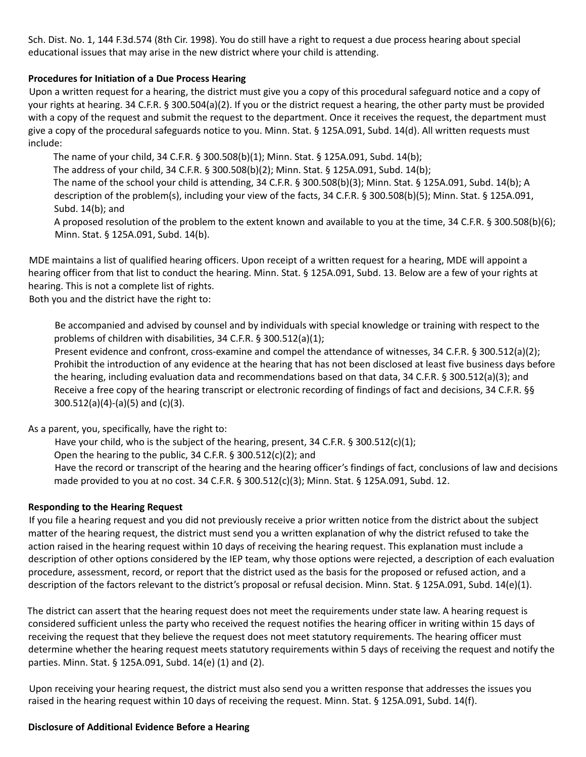Sch. Dist. No. 1, 144 F.3d.574 (8th Cir. 1998). You do still have a right to request a due process hearing about special educational issues that may arise in the new district where your child is attending.

**Procedures for Initiation of a Due Process Hearing**

Upon a written request for a hearing, the district must give you a copy of this procedural safeguard notice and a copy of your rights at hearing. 34 C.F.R. § 300.504(a)(2). If you or the district request a hearing, the other party must be provided with a copy of the request and submit the request to the department. Once it receives the request, the department must give a copy of the procedural safeguards notice to you. Minn. Stat. § 125A.091, Subd. 14(d). All written requests must include:

- The name of your child, 34 C.F.R. § 300.508(b)(1); Minn. Stat. § 125A.091, Subd. 14(b);
- The address of your child, 34 C.F.R. § 300.508(b)(2); Minn. Stat. § 125A.091, Subd. 14(b);
- The name of the school your child is attending, 34 C.F.R. § 300.508(b)(3); Minn. Stat. § 125A.091, Subd. 14(b); A description of the problem(s), including your view of the facts, 34 C.F.R. § 300.508(b)(5); Minn. Stat. § 125A.091, Subd. 14(b); and
- A proposed resolution of the problem to the extent known and available to you at the time, 34 C.F.R. § 300.508(b)(6); Minn. Stat. § 125A.091, Subd. 14(b).

MDE maintains a list of qualified hearing officers. Upon receipt of a written request for a hearing, MDE will appoint a hearing officer from that list to conduct the hearing. Minn. Stat. § 125A.091, Subd. 13. Below are a few of your rights at hearing. This is not a complete list of rights.

Both you and the district have the right to:

- Be accompanied and advised by counsel and by individuals with special knowledge or training with respect to the problems of children with disabilities, 34 C.F.R. § 300.512(a)(1);
- Present evidence and confront, cross-examine and compel the attendance of witnesses, 34 C.F.R. § 300.512(a)(2);
- Prohibit the introduction of any evidence at the hearing that has not been disclosed at least five business days before the hearing, including evaluation data and recommendations based on that data, 34 C.F.R. § 300.512(a)(3); and
- Receive a free copy of the hearing transcript or electronic recording of findings of fact and decisions, 34 C.F.R. §§ 300.512(a)(4)-(a)(5) and (c)(3).

As a parent, you, specifically, have the right to:

- Have your child, who is the subject of the hearing, present, 34 C.F.R. § 300.512(c)(1);
- Open the hearing to the public, 34 C.F.R. § 300.512(c)(2); and
- Have the record or transcript of the hearing and the hearing officer's findings of fact, conclusions of law and decisions made provided to you at no cost. 34 C.F.R. § 300.512(c)(3); Minn. Stat. § 125A.091, Subd. 12.

**Responding to the Hearing Request**

If you file a hearing request and you did not previously receive a prior written notice from the district about the subject matter of the hearing request, the district must send you a written explanation of why the district refused to take the action raised in the hearing request within 10 days of receiving the hearing request. This explanation must include a description of other options considered by the IEP team, why those options were rejected, a description of each evaluation procedure, assessment, record, or report that the district used as the basis for the proposed or refused action, and a description of the factors relevant to the district's proposal or refusal decision. Minn. Stat. § 125A.091, Subd. 14(e)(1).

The district can assert that the hearing request does not meet the requirements under state law. A hearing request is considered sufficient unless the party who received the request notifies the hearing officer in writing within 15 days of receiving the request that they believe the request does not meet statutory requirements. The hearing officer must determine whether the hearing request meets statutory requirements within 5 days of receiving the request and notify the parties. Minn. Stat. § 125A.091, Subd. 14(e) (1) and (2).

Upon receiving your hearing request, the district must also send you a written response that addresses the issues you raised in the hearing request within 10 days of receiving the request. Minn. Stat. § 125A.091, Subd. 14(f).

**Disclosure of Additional Evidence Before a Hearing**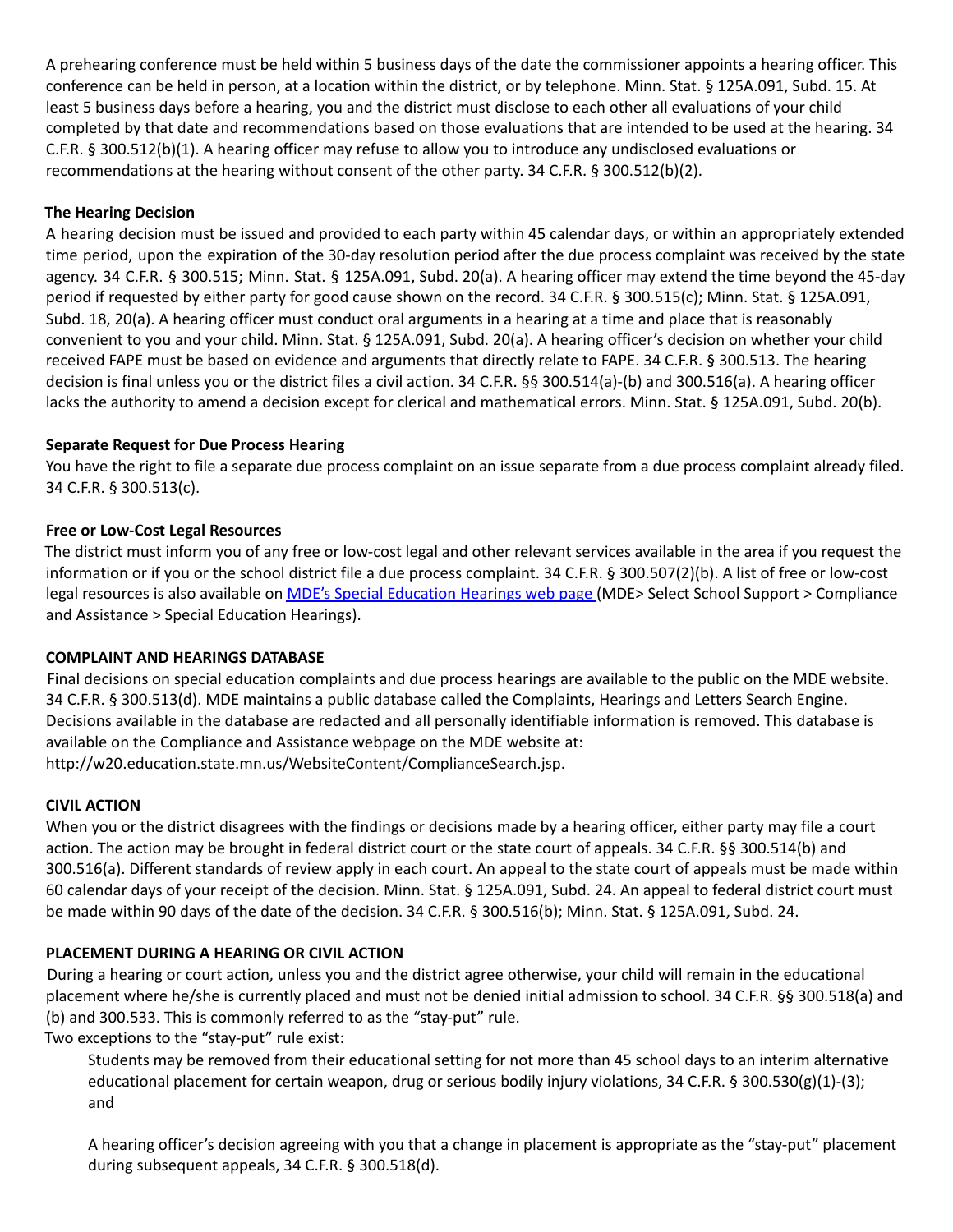A prehearing conference must be held within 5 business days of the date the commissioner appoints a hearing officer. This conference can be held in person, at a location within the district, or by telephone. Minn. Stat. § 125A.091, Subd. 15. At least 5 business days before a hearing, you and the district must disclose to each other all evaluations of your child completed by that date and recommendations based on those evaluations that are intended to be used at the hearing. 34 C.F.R. § 300.512(b)(1). A hearing officer may refuse to allow you to introduce any undisclosed evaluations or recommendations at the hearing without consent of the other party. 34 C.F.R. § 300.512(b)(2).

**The Hearing Decision**

A hearing decision must be issued and provided to each party within 45 calendar days, or within an appropriately extended time period, upon the expiration of the 30-day resolution period after the due process complaint was received by the state agency. 34 C.F.R. § 300.515; Minn. Stat. § 125A.091, Subd. 20(a). A hearing officer may extend the time beyond the 45-day period if requested by either party for good cause shown on the record. 34 C.F.R. § 300.515(c); Minn. Stat. § 125A.091, Subd. 18, 20(a). A hearing officer must conduct oral arguments in a hearing at a time and place that is reasonably convenient to you and your child. Minn. Stat. § 125A.091, Subd. 20(a). A hearing officer's decision on whether your child received FAPE must be based on evidence and arguments that directly relate to FAPE. 34 C.F.R. § 300.513. The hearing decision is final unless you or the district files a civil action. 34 C.F.R. §§ 300.514(a)-(b) and 300.516(a). A hearing officer lacks the authority to amend a decision except for clerical and mathematical errors. Minn. Stat. § 125A.091, Subd. 20(b).

**Separate Request for Due Process Hearing**

You have the right to file a separate due process complaint on an issue separate from a due process complaint already filed. 34 C.F.R. § 300.513(c).

**Free or Low-Cost Legal Resources**

The district must inform you of any free or low-cost legal and other relevant services available in the area if you request the information or if you or the school district file a due process complaint. 34 C.F.R. § 300.507(2)(b). A list of free or low-cost legal resources is also available on [MDE's Special Education Hearings web page](MDE's Special Education Hearings web page) (MDE> Select School Support > Compliance and Assistance > Special Education Hearings).

**COMPLAINT AND HEARINGS DATABASE**

Final decisions on special education complaints and due process hearings are available to the public on the MDE website. 34 C.F.R. § 300.513(d). MDE maintains a public database called the Complaints, Hearings and Letters Search Engine. Decisions available in the database are redacted and all personally identifiable information is removed. This database is available on the Compliance and Assistance webpage on the MDE website at: http://w20.education.state.mn.us/WebsiteContent/ComplianceSearch.jsp.

**CIVIL ACTION**

When you or the district disagrees with the findings or decisions made by a hearing officer, either party may file a court action. The action may be brought in federal district court or the state court of appeals. 34 C.F.R. §§ 300.514(b) and 300.516(a). Different standards of review apply in each court. An appeal to the state court of appeals must be made within 60 calendar days of your receipt of the decision. Minn. Stat. § 125A.091, Subd. 24. An appeal to federal district court must be made within 90 days of the date of the decision. 34 C.F.R. § 300.516(b); Minn. Stat. § 125A.091, Subd. 24.

**PLACEMENT DURING A HEARING OR CIVIL ACTION**

During a hearing or court action, unless you and the district agree otherwise, your child will remain in the educational placement where he/she is currently placed and must not be denied initial admission to school. 34 C.F.R. §§ 300.518(a) and (b) and 300.533. This is commonly referred to as the "stay-put" rule.

Two exceptions to the "stay-put" rule exist:

Students may be removed from their educational setting for not more than 45 school days to an interim alternative educational placement for certain weapon, drug or serious bodily injury violations, 34 C.F.R. § 300.530(g)(1)-(3); and

A hearing officer's decision agreeing with you that a change in placement is appropriate as the "stay-put" placement during subsequent appeals, 34 C.F.R. § 300.518(d).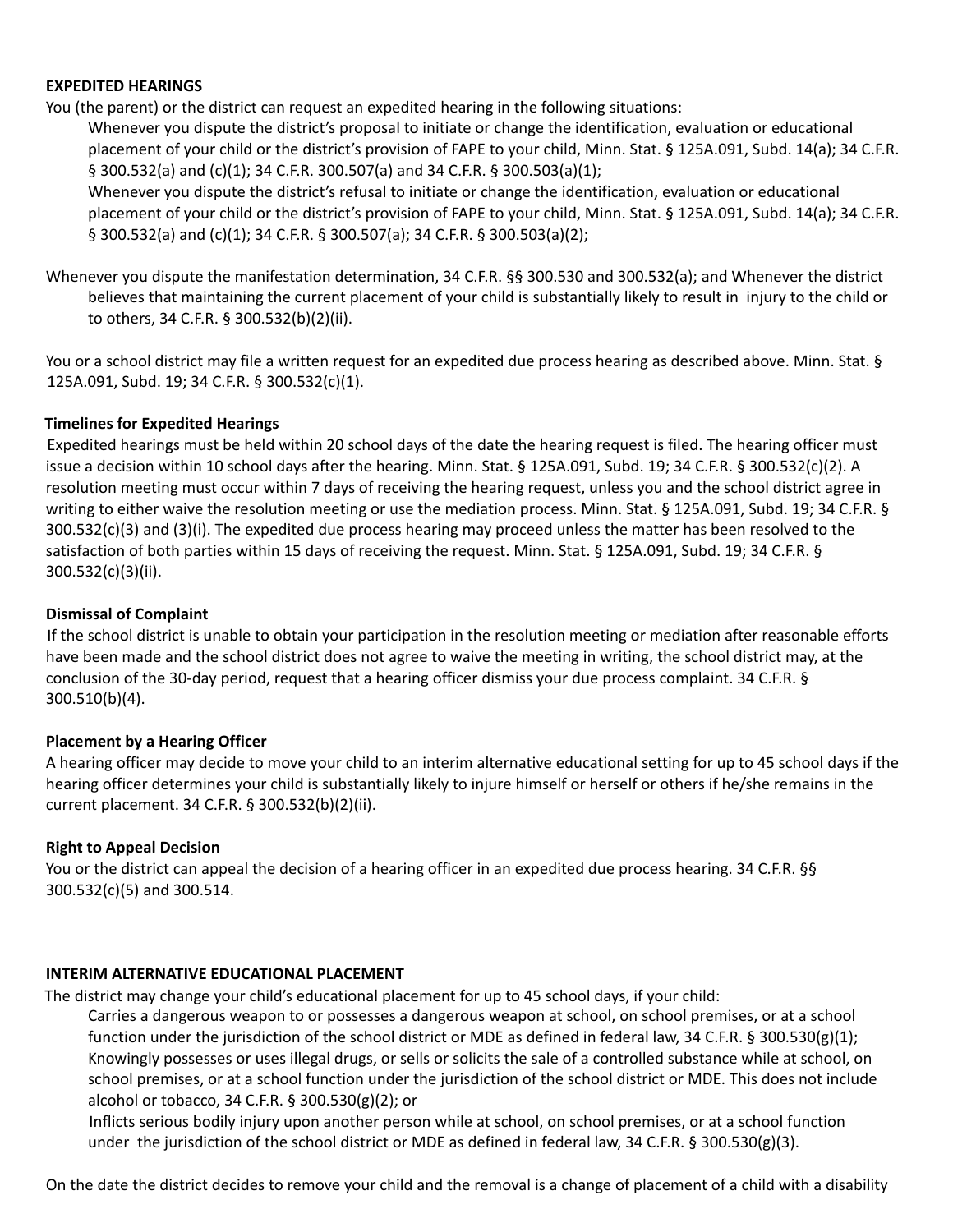**EXPEDITED HEARINGS**

You (the parent) or the district can request an expedited hearing in the following situations:

Whenever you dispute the district's proposal to initiate or change the identification, evaluation or educational placement of your child or the district's provision of FAPE to your child, Minn. Stat. § 125A.091, Subd. 14(a); 34 C.F.R. § 300.532(a) and (c)(1); 34 C.F.R. 300.507(a) and 34 C.F.R. § 300.503(a)(1);

Whenever you dispute the district's refusal to initiate or change the identification, evaluation or educational placement of your child or the district's provision of FAPE to your child, Minn. Stat. § 125A.091, Subd. 14(a); 34 C.F.R. § 300.532(a) and (c)(1); 34 C.F.R. § 300.507(a); 34 C.F.R. § 300.503(a)(2);

Whenever you dispute the manifestation determination, 34 C.F.R. §§ 300.530 and 300.532(a); and Whenever the district believes that maintaining the current placement of your child is substantially likely to result in injury to the child or to others, 34 C.F.R. § 300.532(b)(2)(ii).

You or a school district may file a written request for an expedited due process hearing as described above. Minn. Stat. § 125A.091, Subd. 19; 34 C.F.R. § 300.532(c)(1).

**Timelines for Expedited Hearings**

Expedited hearings must be held within 20 school days of the date the hearing request is filed. The hearing officer must issue a decision within 10 school days after the hearing. Minn. Stat. § 125A.091, Subd. 19; 34 C.F.R. § 300.532(c)(2). A resolution meeting must occur within 7 days of receiving the hearing request, unless you and the school district agree in writing to either waive the resolution meeting or use the mediation process. Minn. Stat. § 125A.091, Subd. 19; 34 C.F.R. § 300.532(c)(3) and (3)(i). The expedited due process hearing may proceed unless the matter has been resolved to the satisfaction of both parties within 15 days of receiving the request. Minn. Stat. § 125A.091, Subd. 19; 34 C.F.R. § 300.532(c)(3)(ii).

**Dismissal of Complaint**

If the school district is unable to obtain your participation in the resolution meeting or mediation after reasonable efforts have been made and the school district does not agree to waive the meeting in writing, the school district may, at the conclusion of the 30-day period, request that a hearing officer dismiss your due process complaint. 34 C.F.R. § 300.510(b)(4).

**Placement by a Hearing Officer**

A hearing officer may decide to move your child to an interim alternative educational setting for up to 45 school days if the hearing officer determines your child is substantially likely to injure himself or herself or others if he/she remains in the current placement. 34 C.F.R. § 300.532(b)(2)(ii).

**Right to Appeal Decision**

You or the district can appeal the decision of a hearing officer in an expedited due process hearing. 34 C.F.R. §§ 300.532(c)(5) and 300.514.

**INTERIM ALTERNATIVE EDUCATIONAL PLACEMENT**

The district may change your child's educational placement for up to 45 school days, if your child:

Carries a dangerous weapon to or possesses a dangerous weapon at school, on school premises, or at a school function under the jurisdiction of the school district or MDE as defined in federal law, 34 C.F.R. § 300.530(g)(1);

Knowingly possesses or uses illegal drugs, or sells or solicits the sale of a controlled substance while at school, on school premises, or at a school function under the jurisdiction of the school district or MDE. This does not include alcohol or tobacco, 34 C.F.R. § 300.530(g)(2); or

Inflicts serious bodily injury upon another person while at school, on school premises, or at a school function under the jurisdiction of the school district or MDE as defined in federal law, 34 C.F.R. § 300.530(g)(3).

On the date the district decides to remove your child and the removal is a change of placement of a child with a disability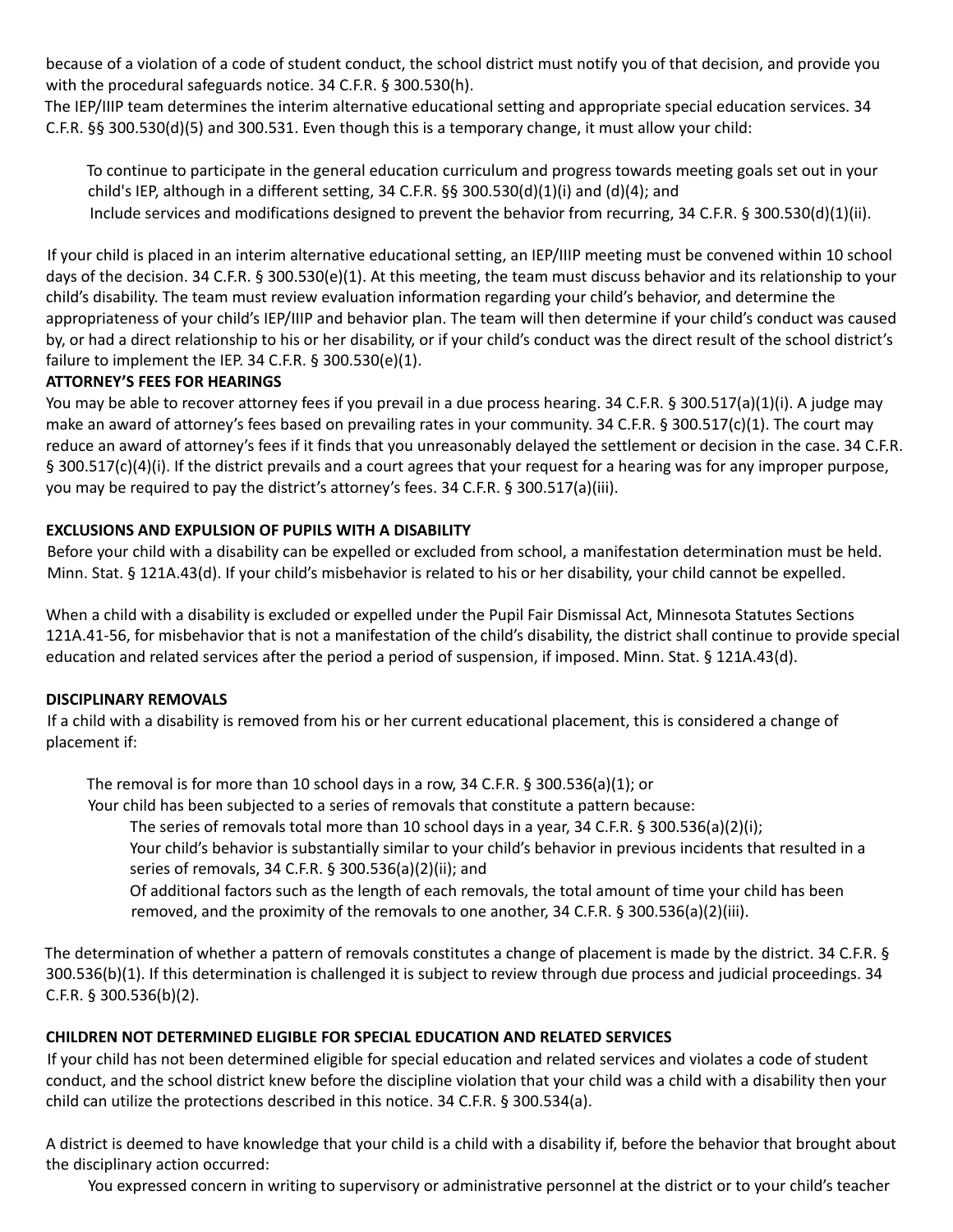because of a violation of a code of student conduct, the school district must notify you of that decision, and provide you with the procedural safeguards notice. 34 C.F.R. § 300.530(h).

The IEP/IIIP team determines the interim alternative educational setting and appropriate special education services. 34 C.F.R. §§ 300.530(d)(5) and 300.531. Even though this is a temporary change, it must allow your child:

- To continue to participate in the general education curriculum and progress towards meeting goals set out in your child's IEP, although in a different setting, 34 C.F.R. §§ 300.530(d)(1)(i) and (d)(4); and
- Include services and modifications designed to prevent the behavior from recurring, 34 C.F.R. § 300.530(d)(1)(ii).

If your child is placed in an interim alternative educational setting, an IEP/IIIP meeting must be convened within 10 school days of the decision. 34 C.F.R. § 300.530(e)(1). At this meeting, the team must discuss behavior and its relationship to your child's disability. The team must review evaluation information regarding your child's behavior, and determine the appropriateness of your child's IEP/IIIP and behavior plan. The team will then determine if your child's conduct was caused by, or had a direct relationship to his or her disability, or if your child's conduct was the direct result of the school district's failure to implement the IEP. 34 C.F.R. § 300.530(e)(1).

**ATTORNEY'S FEES FOR HEARINGS**

You may be able to recover attorney fees if you prevail in a due process hearing. 34 C.F.R. § 300.517(a)(1)(i). A judge may make an award of attorney's fees based on prevailing rates in your community. 34 C.F.R. § 300.517(c)(1). The court may reduce an award of attorney's fees if it finds that you unreasonably delayed the settlement or decision in the case. 34 C.F.R. § 300.517(c)(4)(i). If the district prevails and a court agrees that your request for a hearing was for any improper purpose, you may be required to pay the district's attorney's fees. 34 C.F.R. § 300.517(a)(iii).

**EXCLUSIONS AND EXPULSION OF PUPILS WITH A DISABILITY**

Before your child with a disability can be expelled or excluded from school, a manifestation determination must be held. Minn. Stat. § 121A.43(d). If your child's misbehavior is related to his or her disability, your child cannot be expelled.

When a child with a disability is excluded or expelled under the Pupil Fair Dismissal Act, Minnesota Statutes Sections 121A.41-56, for misbehavior that is not a manifestation of the child's disability, the district shall continue to provide special education and related services after the period a period of suspension, if imposed. Minn. Stat. § 121A.43(d).

**DISCIPLINARY REMOVALS**

If a child with a disability is removed from his or her current educational placement, this is considered a change of placement if:

- The removal is for more than 10 school days in a row, 34 C.F.R. § 300.536(a)(1); or
- Your child has been subjected to a series of removals that constitute a pattern because:
  - The series of removals total more than 10 school days in a year, 34 C.F.R. § 300.536(a)(2)(i);
  - Your child's behavior is substantially similar to your child's behavior in previous incidents that resulted in a series of removals, 34 C.F.R. § 300.536(a)(2)(ii); and
  - Of additional factors such as the length of each removals, the total amount of time your child has been removed, and the proximity of the removals to one another, 34 C.F.R. § 300.536(a)(2)(iii).

The determination of whether a pattern of removals constitutes a change of placement is made by the district. 34 C.F.R. § 300.536(b)(1). If this determination is challenged it is subject to review through due process and judicial proceedings. 34 C.F.R. § 300.536(b)(2).

**CHILDREN NOT DETERMINED ELIGIBLE FOR SPECIAL EDUCATION AND RELATED SERVICES**

If your child has not been determined eligible for special education and related services and violates a code of student conduct, and the school district knew before the discipline violation that your child was a child with a disability then your child can utilize the protections described in this notice. 34 C.F.R. § 300.534(a).

A district is deemed to have knowledge that your child is a child with a disability if, before the behavior that brought about the disciplinary action occurred:

- You expressed concern in writing to supervisory or administrative personnel at the district or to your child's teacher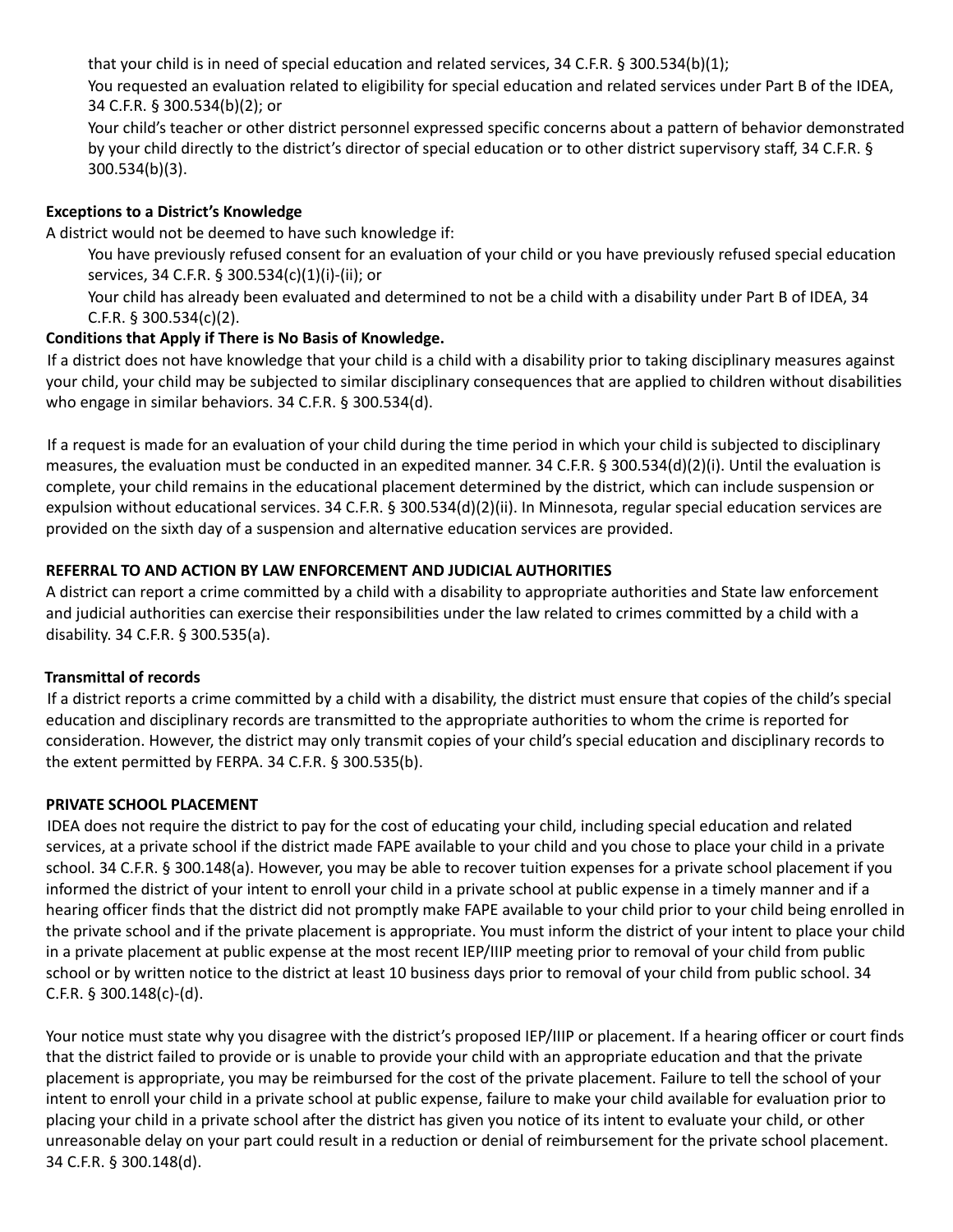that your child is in need of special education and related services, 34 C.F.R. § 300.534(b)(1);

You requested an evaluation related to eligibility for special education and related services under Part B of the IDEA, 34 C.F.R. § 300.534(b)(2); or

Your child's teacher or other district personnel expressed specific concerns about a pattern of behavior demonstrated by your child directly to the district's director of special education or to other district supervisory staff, 34 C.F.R. § 300.534(b)(3).

**Exceptions to a District's Knowledge**

A district would not be deemed to have such knowledge if:

You have previously refused consent for an evaluation of your child or you have previously refused special education services, 34 C.F.R. § 300.534(c)(1)(i)-(ii); or

Your child has already been evaluated and determined to not be a child with a disability under Part B of IDEA, 34 C.F.R. § 300.534(c)(2).

**Conditions that Apply if There is No Basis of Knowledge.**

If a district does not have knowledge that your child is a child with a disability prior to taking disciplinary measures against your child, your child may be subjected to similar disciplinary consequences that are applied to children without disabilities who engage in similar behaviors. 34 C.F.R. § 300.534(d).

If a request is made for an evaluation of your child during the time period in which your child is subjected to disciplinary measures, the evaluation must be conducted in an expedited manner. 34 C.F.R. § 300.534(d)(2)(i). Until the evaluation is complete, your child remains in the educational placement determined by the district, which can include suspension or expulsion without educational services. 34 C.F.R. § 300.534(d)(2)(ii). In Minnesota, regular special education services are provided on the sixth day of a suspension and alternative education services are provided.

**REFERRAL TO AND ACTION BY LAW ENFORCEMENT AND JUDICIAL AUTHORITIES**

A district can report a crime committed by a child with a disability to appropriate authorities and State law enforcement and judicial authorities can exercise their responsibilities under the law related to crimes committed by a child with a disability. 34 C.F.R. § 300.535(a).

**Transmittal of records**

If a district reports a crime committed by a child with a disability, the district must ensure that copies of the child's special education and disciplinary records are transmitted to the appropriate authorities to whom the crime is reported for consideration. However, the district may only transmit copies of your child's special education and disciplinary records to the extent permitted by FERPA. 34 C.F.R. § 300.535(b).

**PRIVATE SCHOOL PLACEMENT**

IDEA does not require the district to pay for the cost of educating your child, including special education and related services, at a private school if the district made FAPE available to your child and you chose to place your child in a private school. 34 C.F.R. § 300.148(a). However, you may be able to recover tuition expenses for a private school placement if you informed the district of your intent to enroll your child in a private school at public expense in a timely manner and if a hearing officer finds that the district did not promptly make FAPE available to your child prior to your child being enrolled in the private school and if the private placement is appropriate. You must inform the district of your intent to place your child in a private placement at public expense at the most recent IEP/IIIP meeting prior to removal of your child from public school or by written notice to the district at least 10 business days prior to removal of your child from public school. 34 C.F.R. § 300.148(c)-(d).

Your notice must state why you disagree with the district's proposed IEP/IIIP or placement. If a hearing officer or court finds that the district failed to provide or is unable to provide your child with an appropriate education and that the private placement is appropriate, you may be reimbursed for the cost of the private placement. Failure to tell the school of your intent to enroll your child in a private school at public expense, failure to make your child available for evaluation prior to placing your child in a private school after the district has given you notice of its intent to evaluate your child, or other unreasonable delay on your part could result in a reduction or denial of reimbursement for the private school placement. 34 C.F.R. § 300.148(d).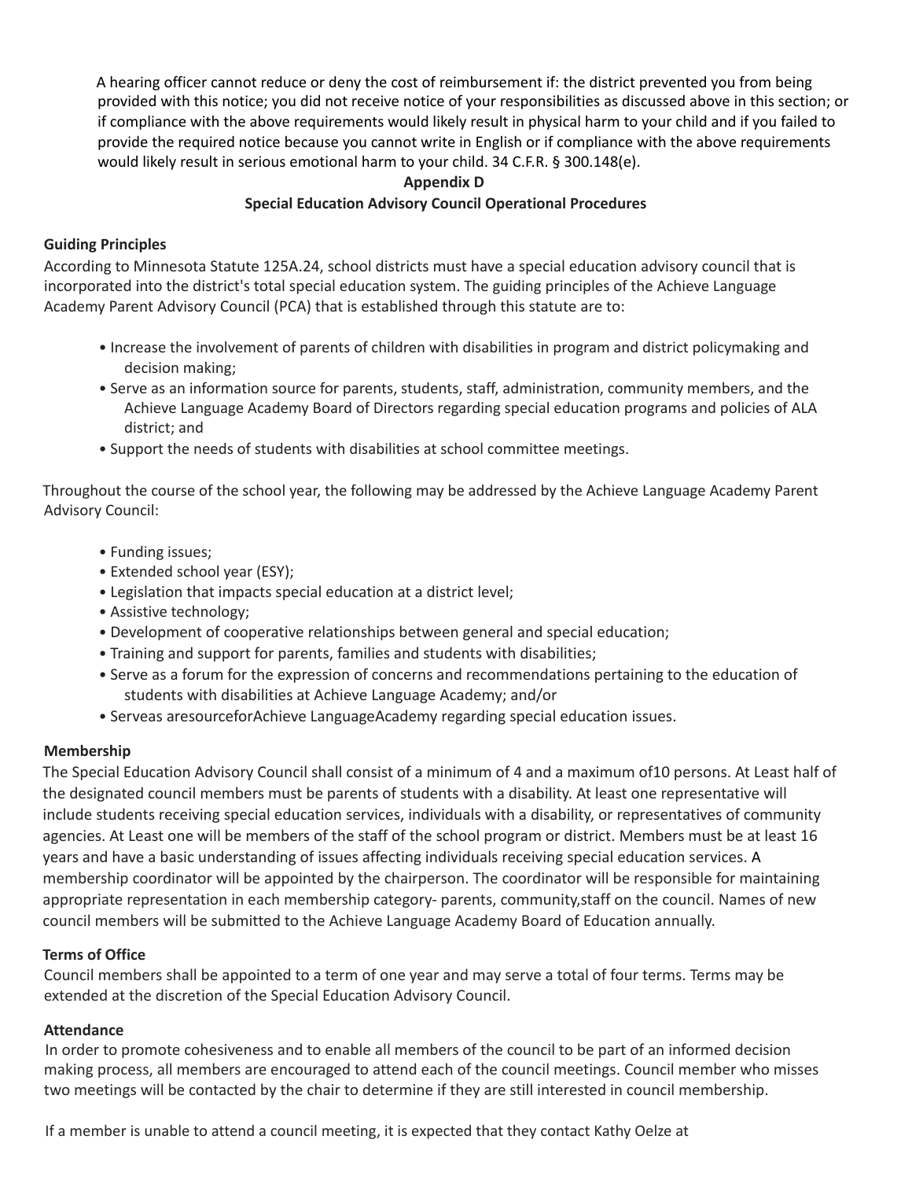A hearing officer cannot reduce or deny the cost of reimbursement if: the district prevented you from being provided with this notice; you did not receive notice of your responsibilities as discussed above in this section; or if compliance with the above requirements would likely result in physical harm to your child and if you failed to provide the required notice because you cannot write in English or if compliance with the above requirements would likely result in serious emotional harm to your child. 34 C.F.R. § 300.148(e).

## Appendix D

## Special Education Advisory Council Operational Procedures

**Guiding Principles**

According to Minnesota Statute 125A.24, school districts must have a special education advisory council that is incorporated into the district's total special education system. The guiding principles of the Achieve Language Academy Parent Advisory Council (PCA) that is established through this statute are to:

- Increase the involvement of parents of children with disabilities in program and district policymaking and decision making;
- Serve as an information source for parents, students, staff, administration, community members, and the Achieve Language Academy Board of Directors regarding special education programs and policies of ALA district; and
- Support the needs of students with disabilities at school committee meetings.

Throughout the course of the school year, the following may be addressed by the Achieve Language Academy Parent Advisory Council:

- Funding issues;
- Extended school year (ESY);
- Legislation that impacts special education at a district level;
- Assistive technology;
- Development of cooperative relationships between general and special education;
- Training and support for parents, families and students with disabilities;
- Serve as a forum for the expression of concerns and recommendations pertaining to the education of students with disabilities at Achieve Language Academy; and/or
- Serveas aresourceforAchieve LanguageAcademy regarding special education issues.

**Membership**

The Special Education Advisory Council shall consist of a minimum of 4 and a maximum of10 persons. At Least half of the designated council members must be parents of students with a disability. At least one representative will include students receiving special education services, individuals with a disability, or representatives of community agencies. At Least one will be members of the staff of the school program or district. Members must be at least 16 years and have a basic understanding of issues affecting individuals receiving special education services. A membership coordinator will be appointed by the chairperson. The coordinator will be responsible for maintaining appropriate representation in each membership category- parents, community,staff on the council. Names of new council members will be submitted to the Achieve Language Academy Board of Education annually.

**Terms of Office**

Council members shall be appointed to a term of one year and may serve a total of four terms. Terms may be extended at the discretion of the Special Education Advisory Council.

**Attendance**

In order to promote cohesiveness and to enable all members of the council to be part of an informed decision making process, all members are encouraged to attend each of the council meetings. Council member who misses two meetings will be contacted by the chair to determine if they are still interested in council membership.

If a member is unable to attend a council meeting, it is expected that they contact Kathy Oelze at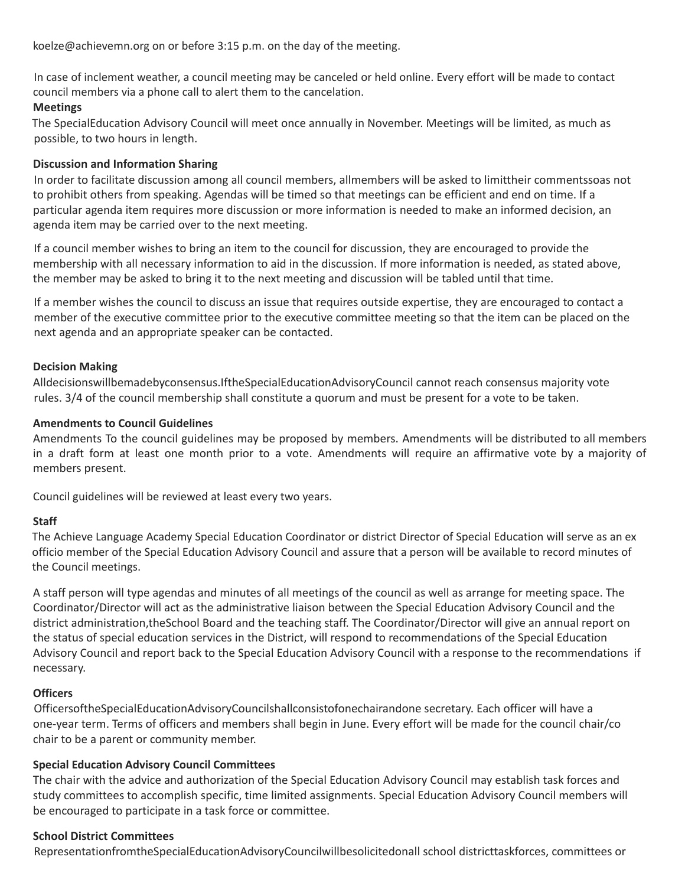koelze@achievemn.org on or before 3:15 p.m. on the day of the meeting.

In case of inclement weather, a council meeting may be canceled or held online. Every effort will be made to contact council members via a phone call to alert them to the cancelation.

**Meetings**

The SpecialEducation Advisory Council will meet once annually in November. Meetings will be limited, as much as possible, to two hours in length.

**Discussion and Information Sharing**

In order to facilitate discussion among all council members, allmembers will be asked to limittheir commentssoas not to prohibit others from speaking. Agendas will be timed so that meetings can be efficient and end on time. If a particular agenda item requires more discussion or more information is needed to make an informed decision, an agenda item may be carried over to the next meeting.

If a council member wishes to bring an item to the council for discussion, they are encouraged to provide the membership with all necessary information to aid in the discussion. If more information is needed, as stated above, the member may be asked to bring it to the next meeting and discussion will be tabled until that time.

If a member wishes the council to discuss an issue that requires outside expertise, they are encouraged to contact a member of the executive committee prior to the executive committee meeting so that the item can be placed on the next agenda and an appropriate speaker can be contacted.

**Decision Making**

Alldecisionswillbemadebyconsensus.IftheSpecialEducationAdvisoryCouncil cannot reach consensus majority vote rules. 3/4 of the council membership shall constitute a quorum and must be present for a vote to be taken.

**Amendments to Council Guidelines**

Amendments To the council guidelines may be proposed by members. Amendments will be distributed to all members in a draft form at least one month prior to a vote. Amendments will require an affirmative vote by a majority of members present.

Council guidelines will be reviewed at least every two years.

**Staff**

The Achieve Language Academy Special Education Coordinator or district Director of Special Education will serve as an ex officio member of the Special Education Advisory Council and assure that a person will be available to record minutes of the Council meetings.

A staff person will type agendas and minutes of all meetings of the council as well as arrange for meeting space. The Coordinator/Director will act as the administrative liaison between the Special Education Advisory Council and the district administration,theSchool Board and the teaching staff. The Coordinator/Director will give an annual report on the status of special education services in the District, will respond to recommendations of the Special Education Advisory Council and report back to the Special Education Advisory Council with a response to the recommendations if necessary.

**Officers**

OfficersoftheSpecialEducationAdvisoryCouncilshallconsistofonechairandone secretary. Each officer will have a one-year term. Terms of officers and members shall begin in June. Every effort will be made for the council chair/co chair to be a parent or community member.

**Special Education Advisory Council Committees**

The chair with the advice and authorization of the Special Education Advisory Council may establish task forces and study committees to accomplish specific, time limited assignments. Special Education Advisory Council members will be encouraged to participate in a task force or committee.

**School District Committees**

RepresentationfromtheSpecialEducationAdvisoryCouncilwillbesolicitedonall school districttaskforces, committees or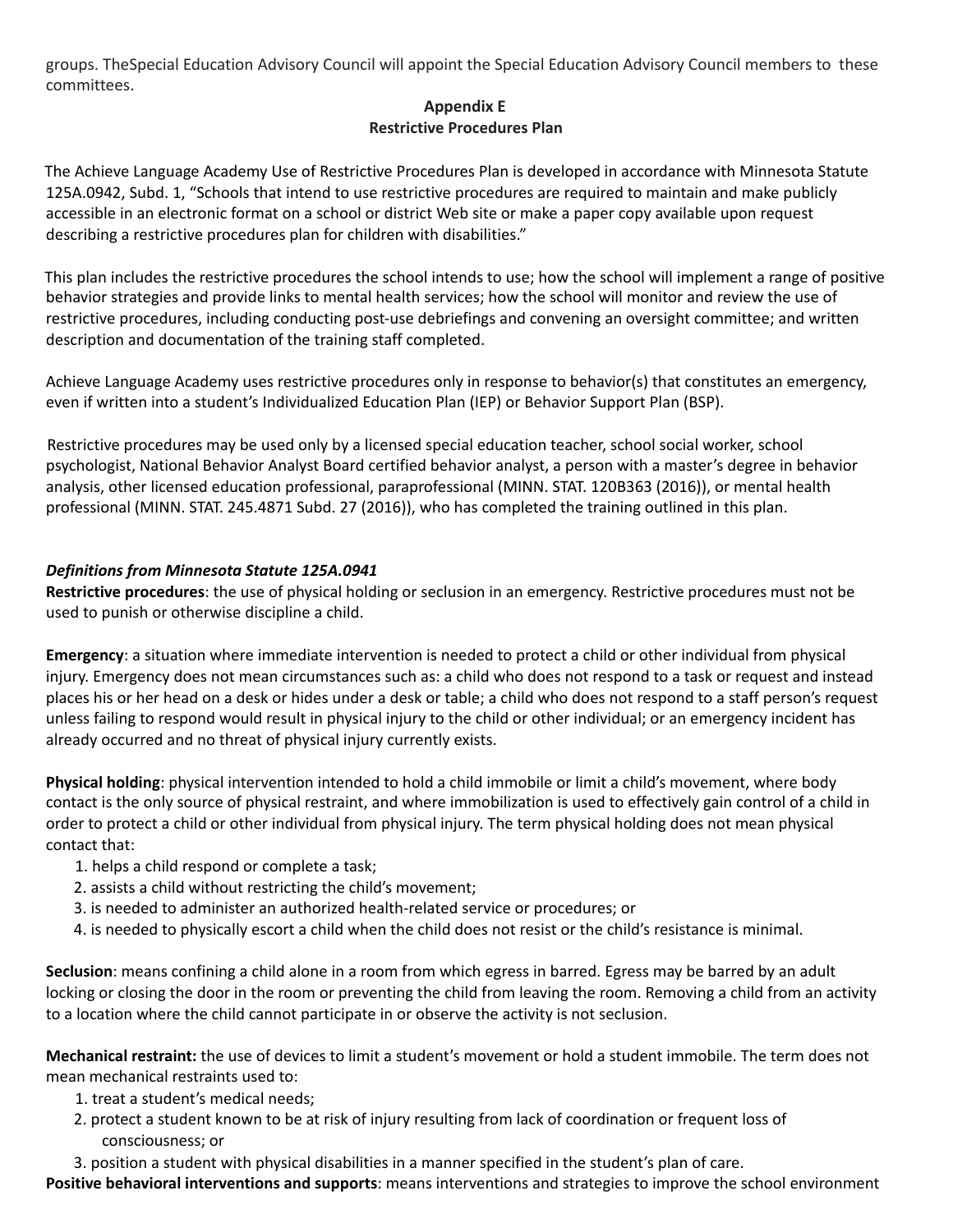groups. TheSpecial Education Advisory Council will appoint the Special Education Advisory Council members to these committees.

## Appendix E
## Restrictive Procedures Plan

The Achieve Language Academy Use of Restrictive Procedures Plan is developed in accordance with Minnesota Statute 125A.0942, Subd. 1, "Schools that intend to use restrictive procedures are required to maintain and make publicly accessible in an electronic format on a school or district Web site or make a paper copy available upon request describing a restrictive procedures plan for children with disabilities."

This plan includes the restrictive procedures the school intends to use; how the school will implement a range of positive behavior strategies and provide links to mental health services; how the school will monitor and review the use of restrictive procedures, including conducting post-use debriefings and convening an oversight committee; and written description and documentation of the training staff completed.

Achieve Language Academy uses restrictive procedures only in response to behavior(s) that constitutes an emergency, even if written into a student's Individualized Education Plan (IEP) or Behavior Support Plan (BSP).

Restrictive procedures may be used only by a licensed special education teacher, school social worker, school psychologist, National Behavior Analyst Board certified behavior analyst, a person with a master's degree in behavior analysis, other licensed education professional, paraprofessional (MINN. STAT. 120B363 (2016)), or mental health professional (MINN. STAT. 245.4871 Subd. 27 (2016)), who has completed the training outlined in this plan.

***Definitions from Minnesota Statute 125A.0941***

**Restrictive procedures**: the use of physical holding or seclusion in an emergency. Restrictive procedures must not be used to punish or otherwise discipline a child.

**Emergency**: a situation where immediate intervention is needed to protect a child or other individual from physical injury. Emergency does not mean circumstances such as: a child who does not respond to a task or request and instead places his or her head on a desk or hides under a desk or table; a child who does not respond to a staff person's request unless failing to respond would result in physical injury to the child or other individual; or an emergency incident has already occurred and no threat of physical injury currently exists.

**Physical holding**: physical intervention intended to hold a child immobile or limit a child's movement, where body contact is the only source of physical restraint, and where immobilization is used to effectively gain control of a child in order to protect a child or other individual from physical injury. The term physical holding does not mean physical contact that:

1. helps a child respond or complete a task;
2. assists a child without restricting the child's movement;
3. is needed to administer an authorized health-related service or procedures; or
4. is needed to physically escort a child when the child does not resist or the child's resistance is minimal.

**Seclusion**: means confining a child alone in a room from which egress in barred. Egress may be barred by an adult locking or closing the door in the room or preventing the child from leaving the room. Removing a child from an activity to a location where the child cannot participate in or observe the activity is not seclusion.

**Mechanical restraint:** the use of devices to limit a student's movement or hold a student immobile. The term does not mean mechanical restraints used to:

1. treat a student's medical needs;
2. protect a student known to be at risk of injury resulting from lack of coordination or frequent loss of consciousness; or
3. position a student with physical disabilities in a manner specified in the student's plan of care.

**Positive behavioral interventions and supports**: means interventions and strategies to improve the school environment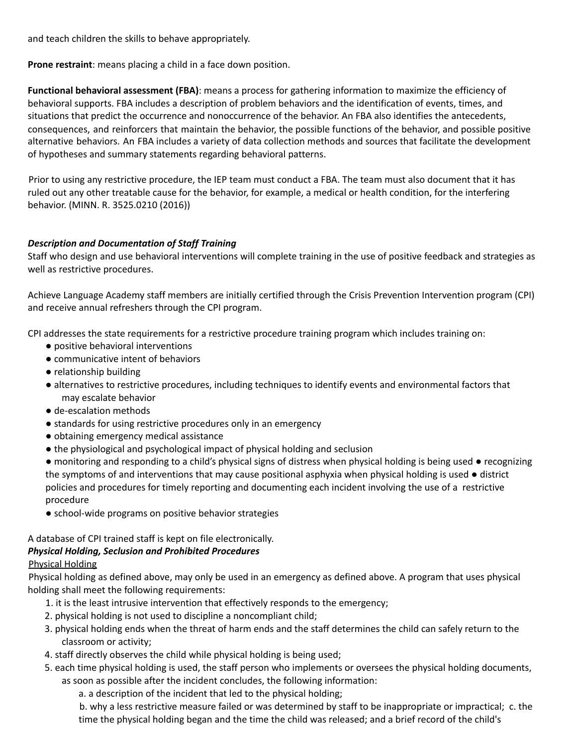and teach children the skills to behave appropriately.

**Prone restraint**: means placing a child in a face down position.

**Functional behavioral assessment (FBA)**: means a process for gathering information to maximize the efficiency of behavioral supports. FBA includes a description of problem behaviors and the identification of events, times, and situations that predict the occurrence and nonoccurrence of the behavior. An FBA also identifies the antecedents, consequences, and reinforcers that maintain the behavior, the possible functions of the behavior, and possible positive alternative behaviors. An FBA includes a variety of data collection methods and sources that facilitate the development of hypotheses and summary statements regarding behavioral patterns.

Prior to using any restrictive procedure, the IEP team must conduct a FBA. The team must also document that it has ruled out any other treatable cause for the behavior, for example, a medical or health condition, for the interfering behavior. (MINN. R. 3525.0210 (2016))

***Description and Documentation of Staff Training***

Staff who design and use behavioral interventions will complete training in the use of positive feedback and strategies as well as restrictive procedures.

Achieve Language Academy staff members are initially certified through the Crisis Prevention Intervention program (CPI) and receive annual refreshers through the CPI program.

CPI addresses the state requirements for a restrictive procedure training program which includes training on:

- positive behavioral interventions
- communicative intent of behaviors
- relationship building
- alternatives to restrictive procedures, including techniques to identify events and environmental factors that may escalate behavior
- de-escalation methods
- standards for using restrictive procedures only in an emergency
- obtaining emergency medical assistance
- the physiological and psychological impact of physical holding and seclusion
- monitoring and responding to a child's physical signs of distress when physical holding is being used
- recognizing the symptoms of and interventions that may cause positional asphyxia when physical holding is used
- district policies and procedures for timely reporting and documenting each incident involving the use of a restrictive procedure
- school-wide programs on positive behavior strategies

A database of CPI trained staff is kept on file electronically.

***Physical Holding, Seclusion and Prohibited Procedures***

<u>Physical Holding</u>

Physical holding as defined above, may only be used in an emergency as defined above. A program that uses physical holding shall meet the following requirements:

1. it is the least intrusive intervention that effectively responds to the emergency;
2. physical holding is not used to discipline a noncompliant child;
3. physical holding ends when the threat of harm ends and the staff determines the child can safely return to the classroom or activity;
4. staff directly observes the child while physical holding is being used;
5. each time physical holding is used, the staff person who implements or oversees the physical holding documents, as soon as possible after the incident concludes, the following information:
   a. a description of the incident that led to the physical holding;
   b. why a less restrictive measure failed or was determined by staff to be inappropriate or impractical;
   c. the time the physical holding began and the time the child was released; and a brief record of the child's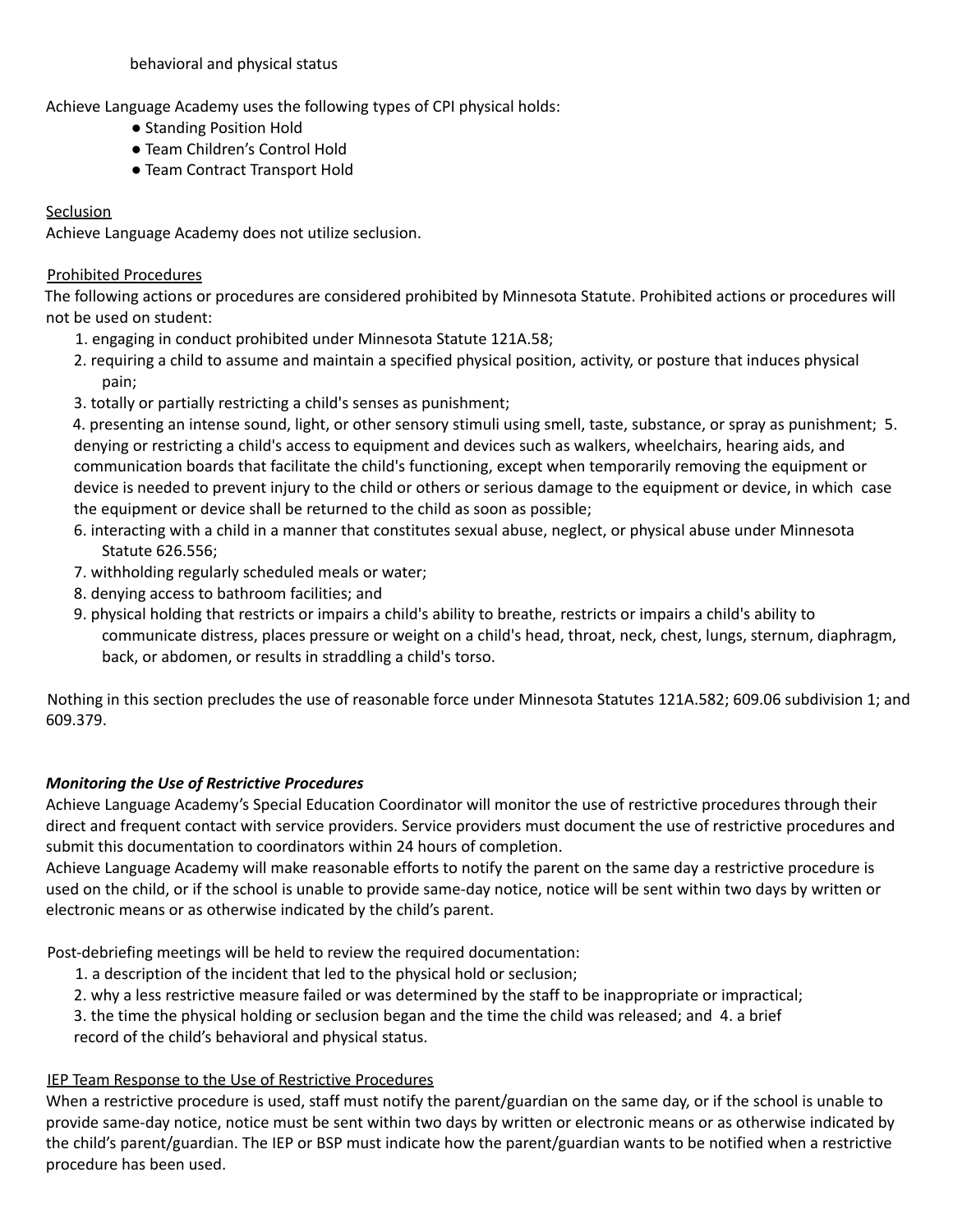behavioral and physical status

Achieve Language Academy uses the following types of CPI physical holds:

- Standing Position Hold
- Team Children's Control Hold
- Team Contract Transport Hold

Seclusion

Achieve Language Academy does not utilize seclusion.

Prohibited Procedures

The following actions or procedures are considered prohibited by Minnesota Statute. Prohibited actions or procedures will not be used on student:

1. engaging in conduct prohibited under Minnesota Statute 121A.58;
2. requiring a child to assume and maintain a specified physical position, activity, or posture that induces physical pain;
3. totally or partially restricting a child's senses as punishment;
4. presenting an intense sound, light, or other sensory stimuli using smell, taste, substance, or spray as punishment;
5. denying or restricting a child's access to equipment and devices such as walkers, wheelchairs, hearing aids, and communication boards that facilitate the child's functioning, except when temporarily removing the equipment or device is needed to prevent injury to the child or others or serious damage to the equipment or device, in which case the equipment or device shall be returned to the child as soon as possible;
6. interacting with a child in a manner that constitutes sexual abuse, neglect, or physical abuse under Minnesota Statute 626.556;
7. withholding regularly scheduled meals or water;
8. denying access to bathroom facilities; and
9. physical holding that restricts or impairs a child's ability to breathe, restricts or impairs a child's ability to communicate distress, places pressure or weight on a child's head, throat, neck, chest, lungs, sternum, diaphragm, back, or abdomen, or results in straddling a child's torso.

Nothing in this section precludes the use of reasonable force under Minnesota Statutes 121A.582; 609.06 subdivision 1; and 609.379.

***Monitoring the Use of Restrictive Procedures***

Achieve Language Academy's Special Education Coordinator will monitor the use of restrictive procedures through their direct and frequent contact with service providers. Service providers must document the use of restrictive procedures and submit this documentation to coordinators within 24 hours of completion.

Achieve Language Academy will make reasonable efforts to notify the parent on the same day a restrictive procedure is used on the child, or if the school is unable to provide same-day notice, notice will be sent within two days by written or electronic means or as otherwise indicated by the child's parent.

Post-debriefing meetings will be held to review the required documentation:

1. a description of the incident that led to the physical hold or seclusion;
2. why a less restrictive measure failed or was determined by the staff to be inappropriate or impractical;
3. the time the physical holding or seclusion began and the time the child was released; and
4. a brief record of the child's behavioral and physical status.

IEP Team Response to the Use of Restrictive Procedures

When a restrictive procedure is used, staff must notify the parent/guardian on the same day, or if the school is unable to provide same-day notice, notice must be sent within two days by written or electronic means or as otherwise indicated by the child's parent/guardian. The IEP or BSP must indicate how the parent/guardian wants to be notified when a restrictive procedure has been used.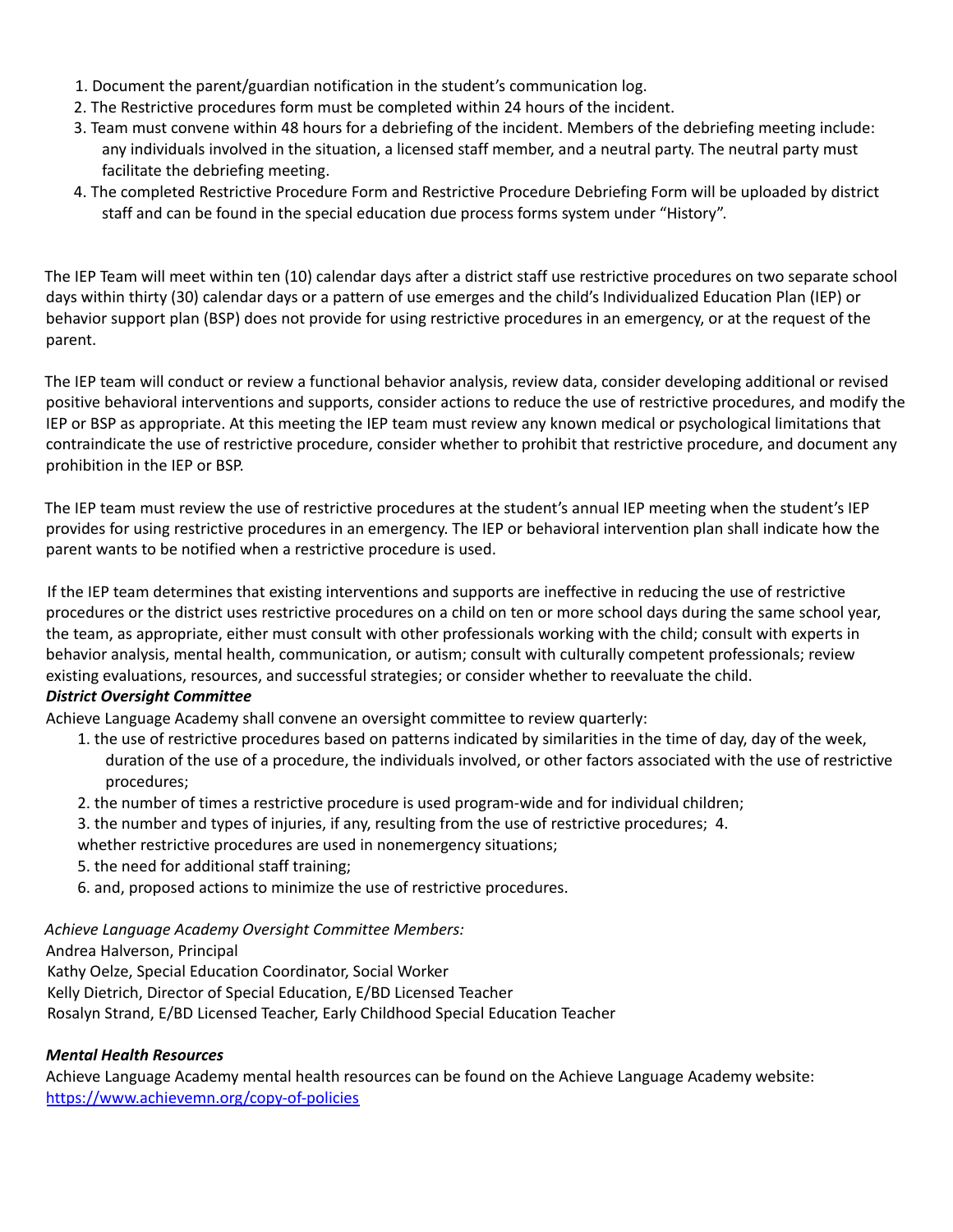1. Document the parent/guardian notification in the student's communication log.
2. The Restrictive procedures form must be completed within 24 hours of the incident.
3. Team must convene within 48 hours for a debriefing of the incident. Members of the debriefing meeting include: any individuals involved in the situation, a licensed staff member, and a neutral party. The neutral party must facilitate the debriefing meeting.
4. The completed Restrictive Procedure Form and Restrictive Procedure Debriefing Form will be uploaded by district staff and can be found in the special education due process forms system under "History".

The IEP Team will meet within ten (10) calendar days after a district staff use restrictive procedures on two separate school days within thirty (30) calendar days or a pattern of use emerges and the child's Individualized Education Plan (IEP) or behavior support plan (BSP) does not provide for using restrictive procedures in an emergency, or at the request of the parent.

The IEP team will conduct or review a functional behavior analysis, review data, consider developing additional or revised positive behavioral interventions and supports, consider actions to reduce the use of restrictive procedures, and modify the IEP or BSP as appropriate. At this meeting the IEP team must review any known medical or psychological limitations that contraindicate the use of restrictive procedure, consider whether to prohibit that restrictive procedure, and document any prohibition in the IEP or BSP.

The IEP team must review the use of restrictive procedures at the student's annual IEP meeting when the student's IEP provides for using restrictive procedures in an emergency. The IEP or behavioral intervention plan shall indicate how the parent wants to be notified when a restrictive procedure is used.

If the IEP team determines that existing interventions and supports are ineffective in reducing the use of restrictive procedures or the district uses restrictive procedures on a child on ten or more school days during the same school year, the team, as appropriate, either must consult with other professionals working with the child; consult with experts in behavior analysis, mental health, communication, or autism; consult with culturally competent professionals; review existing evaluations, resources, and successful strategies; or consider whether to reevaluate the child.

***District Oversight Committee***

Achieve Language Academy shall convene an oversight committee to review quarterly:

1. the use of restrictive procedures based on patterns indicated by similarities in the time of day, day of the week, duration of the use of a procedure, the individuals involved, or other factors associated with the use of restrictive procedures;
2. the number of times a restrictive procedure is used program-wide and for individual children;
3. the number and types of injuries, if any, resulting from the use of restrictive procedures;
4. whether restrictive procedures are used in nonemergency situations;
5. the need for additional staff training;
6. and, proposed actions to minimize the use of restrictive procedures.

*Achieve Language Academy Oversight Committee Members:*

Andrea Halverson, Principal
Kathy Oelze, Special Education Coordinator, Social Worker
Kelly Dietrich, Director of Special Education, E/BD Licensed Teacher
Rosalyn Strand, E/BD Licensed Teacher, Early Childhood Special Education Teacher

***Mental Health Resources***

Achieve Language Academy mental health resources can be found on the Achieve Language Academy website: [https://www.achievemn.org/copy-of-policies](https://www.achievemn.org/copy-of-policies)